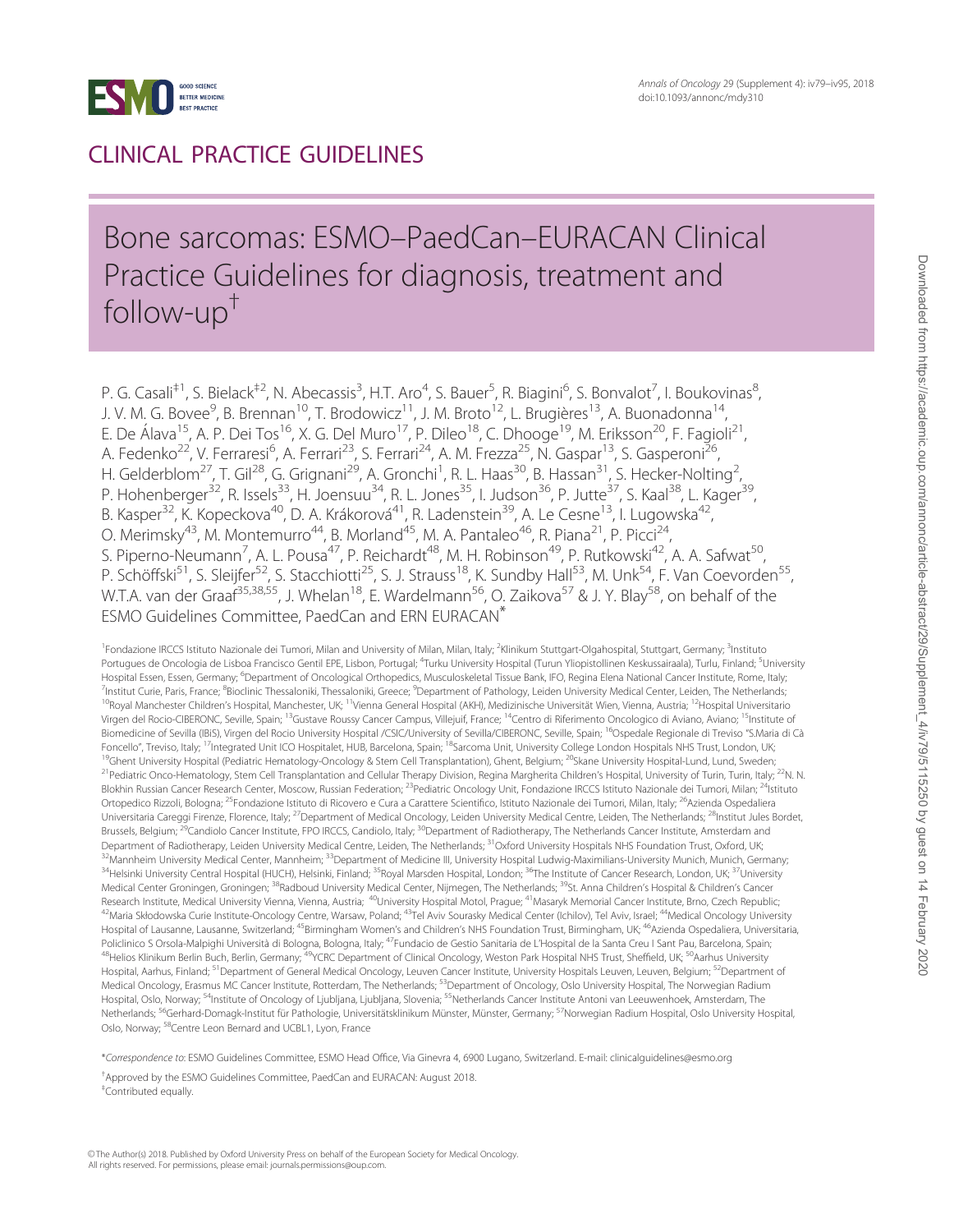CLINICAL PRACTICE GUIDELINES

# Bone sarcomas: ESMO–PaedCan–EURACAN Clinical Practice Guidelines for diagnosis, treatment and follow-up[†]

P. G. Casali[‡1], S. Bielack[‡2], N. Abecassis[3], H.T. Aro[4], S. Bauer[5], R. Biagini[6], S. Bonvalot[7], I. Boukovinas[8], J. V. M. G. Bovee[9], B. Brennan[10], T. Brodowicz[11], J. M. Broto[12], L. Brugières[13], A. Buonadonna[14], E. De Álava[15], A. P. Dei Tos[16], X. G. Del Muro[17], P. Dileo[18], C. Dhooge[19], M. Eriksson[20], F. Fagioli[21], A. Fedenko[22], V. Ferraresi[6], A. Ferrari[23], S. Ferrari[24], A. M. Frezza[25], N. Gaspar[13], S. Gasperoni[26], H. Gelderblom[27], T. Gil[28], G. Grignani[29], A. Gronchi[1], R. L. Haas[30], B. Hassan[31], S. Hecker-Nolting[2], P. Hohenberger[32], R. Issels[33], H. Joensuu[34], R. L. Jones[35], I. Judson[36], P. Jutte[37], S. Kaal[38], L. Kager[39], B. Kasper[32], K. Kopeckova[40], D. A. Krákorová[41], R. Ladenstein[39], A. Le Cesne[13], I. Lugowska[42], O. Merimsky[43], M. Montemurro[44], B. Morland[45], M. A. Pantaleo[46], R. Piana[21], P. Picci[24], S. Piperno-Neumann[7], A. L. Pousa[47], P. Reichardt[48], M. H. Robinson[49], P. Rutkowski[42], A. A. Safwat[50], P. Schöffski[51], S. Sleijfer[52], S. Stacchiotti[25], S. J. Strauss[18], K. Sundby Hall[53], M. Unk[54], F. Van Coevorden[55], W.T.A. van der Graaf[35,38,55], J. Whelan[18], E. Wardelmann[56], O. Zaikova[57] & J. Y. Blay[58], on behalf of the ESMO Guidelines Committee, PaedCan and ERN EURACAN[*]

[1]Fondazione IRCCS Istituto Nazionale dei Tumori, Milan and University of Milan, Milan, Italy; [2]Klinikum Stuttgart-Olgahospital, Stuttgart, Germany; [3]Instituto Portugues de Oncologia de Lisboa Francisco Gentil EPE, Lisbon, Portugal; [4]Turku University Hospital (Turun Yliopistollinen Keskussairaala), Turlu, Finland; [5]University Hospital Essen, Essen, Germany; [6]Department of Oncological Orthopedics, Musculoskeletal Tissue Bank, IFO, Regina Elena National Cancer Institute, Rome, Italy; [7]Institut Curie, Paris, France; [8]Bioclinic Thessaloniki, Thessaloniki, Greece; [9]Department of Pathology, Leiden University Medical Center, Leiden, The Netherlands; [10]Royal Manchester Children's Hospital, Manchester, UK; [11]Vienna General Hospital (AKH), Medizinische Universität Wien, Vienna, Austria; [12]Hospital Universitario Virgen del Rocio-CIBERONC, Seville, Spain; [13]Gustave Roussy Cancer Campus, Villejuif, France; [14]Centro di Riferimento Oncologico di Aviano, Aviano; [15]Institute of Biomedicine of Sevilla (IBiS), Virgen del Rocio University Hospital /CSIC/University of Sevilla/CIBERONC, Seville, Spain; [16]Ospedale Regionale di Treviso "S.Maria di Cà Foncello", Treviso, Italy; [17]Integrated Unit ICO Hospitalet, HUB, Barcelona, Spain; [18]Sarcoma Unit, University College London Hospitals NHS Trust, London, UK; [19]Ghent University Hospital (Pediatric Hematology-Oncology & Stem Cell Transplantation), Ghent, Belgium; [20]Skane University Hospital-Lund, Lund, Sweden; [21]Pediatric Onco-Hematology, Stem Cell Transplantation and Cellular Therapy Division, Regina Margherita Children's Hospital, University of Turin, Turin, Italy; [22]N. N. Blokhin Russian Cancer Research Center, Moscow, Russian Federation; [23]Pediatric Oncology Unit, Fondazione IRCCS Istituto Nazionale dei Tumori, Milan; [24]Istituto Ortopedico Rizzoli, Bologna; [25]Fondazione Istituto di Ricovero e Cura a Carattere Scientifico, Istituto Nazionale dei Tumori, Milan, Italy; [26]Azienda Ospedaliera Universitaria Careggi Firenze, Florence, Italy; [27]Department of Medical Oncology, Leiden University Medical Centre, Leiden, The Netherlands; [28]Institut Jules Bordet, Brussels, Belgium; [29]Candiolo Cancer Institute, FPO IRCCS, Candiolo, Italy; [30]Department of Radiotherapy, The Netherlands Cancer Institute, Amsterdam and Department of Radiotherapy, Leiden University Medical Centre, Leiden, The Netherlands; [31]Oxford University Hospitals NHS Foundation Trust, Oxford, UK; [32]Mannheim University Medical Center, Mannheim; [33]Department of Medicine III, University Hospital Ludwig-Maximilians-University Munich, Munich, Germany; [34]Helsinki University Central Hospital (HUCH), Helsinki, Finland; [35]Royal Marsden Hospital, London; [36]The Institute of Cancer Research, London, UK; [37]University Medical Center Groningen, Groningen; [38]Radboud University Medical Center, Nijmegen, The Netherlands; [39]St. Anna Children's Hospital & Children's Cancer Research Institute, Medical University Vienna, Vienna, Austria; [40]University Hospital Motol, Prague; [41]Masaryk Memorial Cancer Institute, Brno, Czech Republic; [42]Maria Skłodowska Curie Institute-Oncology Centre, Warsaw, Poland; [43]Tel Aviv Sourasky Medical Center (Ichilov), Tel Aviv, Israel; [44]Medical Oncology University Hospital of Lausanne, Lausanne, Switzerland; [45]Birmingham Women's and Children's NHS Foundation Trust, Birmingham, UK; [46]Azienda Ospedaliera, Universitaria, Policlinico S Orsola-Malpighi Università di Bologna, Bologna, Italy; [47]Fundacio de Gestio Sanitaria de L'Hospital de la Santa Creu I Sant Pau, Barcelona, Spain; [48]Helios Klinikum Berlin Buch, Berlin, Germany; [49]YCRC Department of Clinical Oncology, Weston Park Hospital NHS Trust, Sheffield, UK; [50]Aarhus University Hospital, Aarhus, Finland; [51]Department of General Medical Oncology, Leuven Cancer Institute, University Hospitals Leuven, Leuven, Belgium; [52]Department of Medical Oncology, Erasmus MC Cancer Institute, Rotterdam, The Netherlands; [53]Department of Oncology, Oslo University Hospital, The Norwegian Radium Hospital, Oslo, Norway; [54]Institute of Oncology of Ljubljana, Ljubljana, Slovenia; [55]Netherlands Cancer Institute Antoni van Leeuwenhoek, Amsterdam, The Netherlands; [56]Gerhard-Domagk-Institut für Pathologie, Universitätsklinikum Münster, Münster, Germany; [57]Norwegian Radium Hospital, Oslo University Hospital, Oslo, Norway; [58]Centre Leon Bernard and UCBL1, Lyon, France

[*]*Correspondence to*: ESMO Guidelines Committee, ESMO Head Office, Via Ginevra 4, 6900 Lugano, Switzerland. E-mail: clinicalguidelines@esmo.org

[†]Approved by the ESMO Guidelines Committee, PaedCan and EURACAN: August 2018.

[‡]Contributed equally.

© The Author(s) 2018. Published by Oxford University Press on behalf of the European Society for Medical Oncology. All rights reserved. For permissions, please email: journals.permissions@oup.com.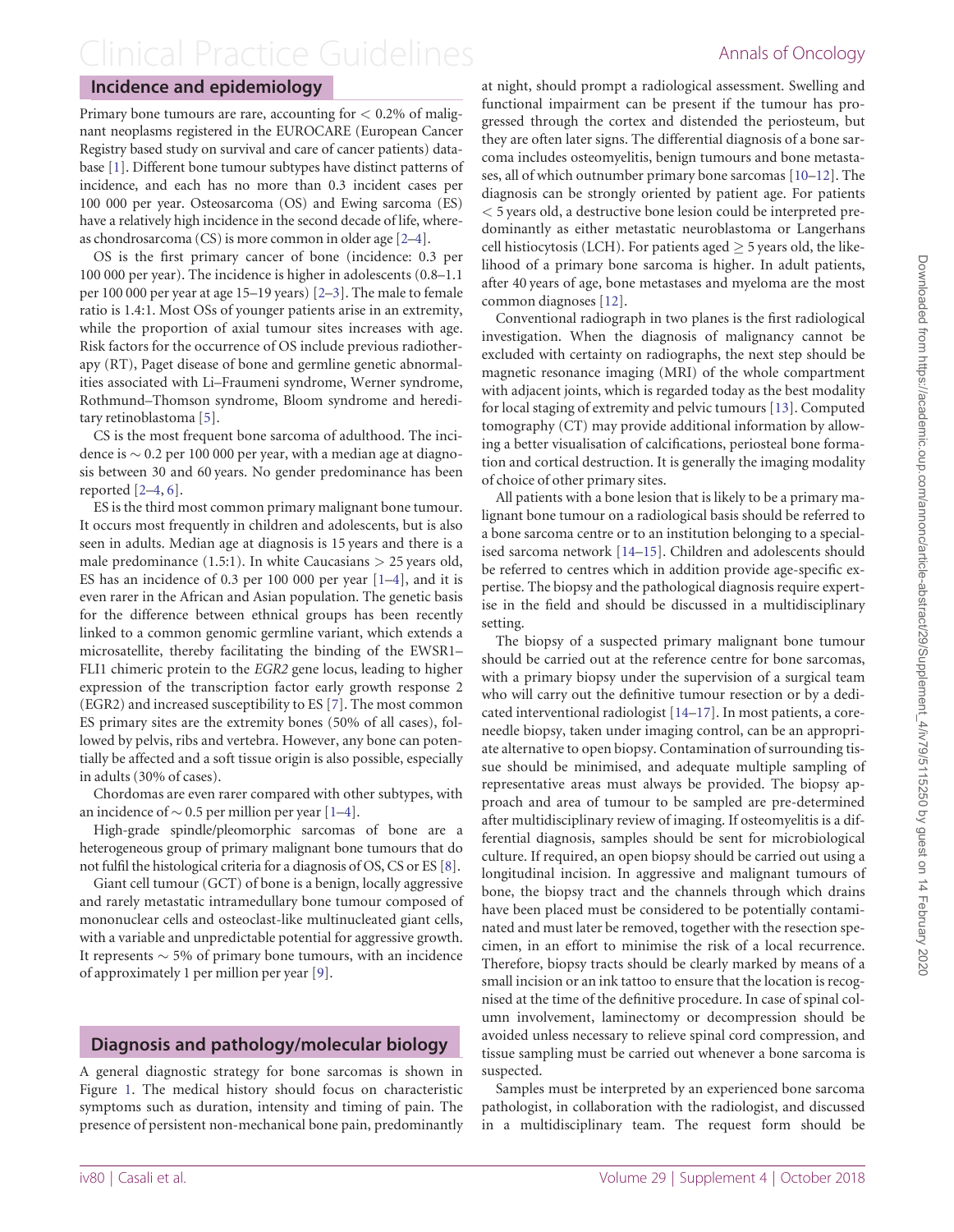## Incidence and epidemiology

Primary bone tumours are rare, accounting for < 0.2% of malignant neoplasms registered in the EUROCARE (European Cancer Registry based study on survival and care of cancer patients) database [1]. Different bone tumour subtypes have distinct patterns of incidence, and each has no more than 0.3 incident cases per 100 000 per year. Osteosarcoma (OS) and Ewing sarcoma (ES) have a relatively high incidence in the second decade of life, whereas chondrosarcoma (CS) is more common in older age [2–4].

OS is the first primary cancer of bone (incidence: 0.3 per 100 000 per year). The incidence is higher in adolescents (0.8–1.1 per 100 000 per year at age 15–19 years) [2–3]. The male to female ratio is 1.4:1. Most OSs of younger patients arise in an extremity, while the proportion of axial tumour sites increases with age. Risk factors for the occurrence of OS include previous radiotherapy (RT), Paget disease of bone and germline genetic abnormalities associated with Li–Fraumeni syndrome, Werner syndrome, Rothmund–Thomson syndrome, Bloom syndrome and hereditary retinoblastoma [5].

CS is the most frequent bone sarcoma of adulthood. The incidence is ~ 0.2 per 100 000 per year, with a median age at diagnosis between 30 and 60 years. No gender predominance has been reported [2–4, 6].

ES is the third most common primary malignant bone tumour. It occurs most frequently in children and adolescents, but is also seen in adults. Median age at diagnosis is 15 years and there is a male predominance (1.5:1). In white Caucasians > 25 years old, ES has an incidence of 0.3 per 100 000 per year [1–4], and it is even rarer in the African and Asian population. The genetic basis for the difference between ethnical groups has been recently linked to a common genomic germline variant, which extends a microsatellite, thereby facilitating the binding of the EWSR1–FLI1 chimeric protein to the *EGR2* gene locus, leading to higher expression of the transcription factor early growth response 2 (EGR2) and increased susceptibility to ES [7]. The most common ES primary sites are the extremity bones (50% of all cases), followed by pelvis, ribs and vertebra. However, any bone can potentially be affected and a soft tissue origin is also possible, especially in adults (30% of cases).

Chordomas are even rarer compared with other subtypes, with an incidence of ~ 0.5 per million per year [1–4].

High-grade spindle/pleomorphic sarcomas of bone are a heterogeneous group of primary malignant bone tumours that do not fulfil the histological criteria for a diagnosis of OS, CS or ES [8].

Giant cell tumour (GCT) of bone is a benign, locally aggressive and rarely metastatic intramedullary bone tumour composed of mononuclear cells and osteoclast-like multinucleated giant cells, with a variable and unpredictable potential for aggressive growth. It represents ~ 5% of primary bone tumours, with an incidence of approximately 1 per million per year [9].

## Diagnosis and pathology/molecular biology

A general diagnostic strategy for bone sarcomas is shown in Figure 1. The medical history should focus on characteristic symptoms such as duration, intensity and timing of pain. The presence of persistent non-mechanical bone pain, predominantly at night, should prompt a radiological assessment. Swelling and functional impairment can be present if the tumour has progressed through the cortex and distended the periosteum, but they are often later signs. The differential diagnosis of a bone sarcoma includes osteomyelitis, benign tumours and bone metastases, all of which outnumber primary bone sarcomas [10–12]. The diagnosis can be strongly oriented by patient age. For patients < 5 years old, a destructive bone lesion could be interpreted predominantly as either metastatic neuroblastoma or Langerhans cell histiocytosis (LCH). For patients aged ≥ 5 years old, the likelihood of a primary bone sarcoma is higher. In adult patients, after 40 years of age, bone metastases and myeloma are the most common diagnoses [12].

Conventional radiograph in two planes is the first radiological investigation. When the diagnosis of malignancy cannot be excluded with certainty on radiographs, the next step should be magnetic resonance imaging (MRI) of the whole compartment with adjacent joints, which is regarded today as the best modality for local staging of extremity and pelvic tumours [13]. Computed tomography (CT) may provide additional information by allowing a better visualisation of calcifications, periosteal bone formation and cortical destruction. It is generally the imaging modality of choice of other primary sites.

All patients with a bone lesion that is likely to be a primary malignant bone tumour on a radiological basis should be referred to a bone sarcoma centre or to an institution belonging to a specialised sarcoma network [14–15]. Children and adolescents should be referred to centres which in addition provide age-specific expertise. The biopsy and the pathological diagnosis require expertise in the field and should be discussed in a multidisciplinary setting.

The biopsy of a suspected primary malignant bone tumour should be carried out at the reference centre for bone sarcomas, with a primary biopsy under the supervision of a surgical team who will carry out the definitive tumour resection or by a dedicated interventional radiologist [14–17]. In most patients, a core-needle biopsy, taken under imaging control, can be an appropriate alternative to open biopsy. Contamination of surrounding tissue should be minimised, and adequate multiple sampling of representative areas must always be provided. The biopsy approach and area of tumour to be sampled are pre-determined after multidisciplinary review of imaging. If osteomyelitis is a differential diagnosis, samples should be sent for microbiological culture. If required, an open biopsy should be carried out using a longitudinal incision. In aggressive and malignant tumours of bone, the biopsy tract and the channels through which drains have been placed must be considered to be potentially contaminated and must later be removed, together with the resection specimen, in an effort to minimise the risk of a local recurrence. Therefore, biopsy tracts should be clearly marked by means of a small incision or an ink tattoo to ensure that the location is recognised at the time of the definitive procedure. In case of spinal column involvement, laminectomy or decompression should be avoided unless necessary to relieve spinal cord compression, and tissue sampling must be carried out whenever a bone sarcoma is suspected.

Samples must be interpreted by an experienced bone sarcoma pathologist, in collaboration with the radiologist, and discussed in a multidisciplinary team. The request form should be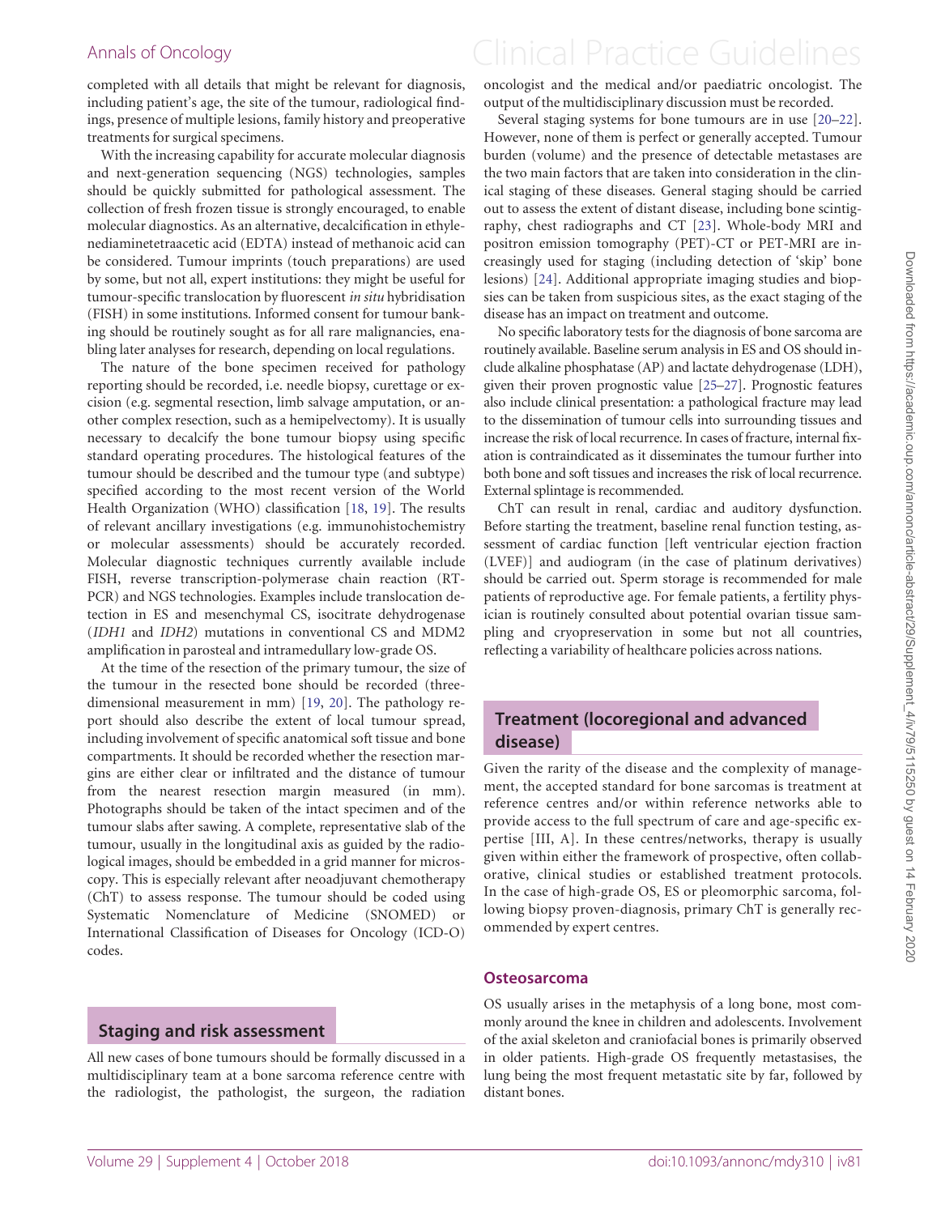completed with all details that might be relevant for diagnosis, including patient's age, the site of the tumour, radiological findings, presence of multiple lesions, family history and preoperative treatments for surgical specimens.

With the increasing capability for accurate molecular diagnosis and next-generation sequencing (NGS) technologies, samples should be quickly submitted for pathological assessment. The collection of fresh frozen tissue is strongly encouraged, to enable molecular diagnostics. As an alternative, decalcification in ethylenediaminetetraacetic acid (EDTA) instead of methanoic acid can be considered. Tumour imprints (touch preparations) are used by some, but not all, expert institutions: they might be useful for tumour-specific translocation by fluorescent *in situ* hybridisation (FISH) in some institutions. Informed consent for tumour banking should be routinely sought as for all rare malignancies, enabling later analyses for research, depending on local regulations.

The nature of the bone specimen received for pathology reporting should be recorded, i.e. needle biopsy, curettage or excision (e.g. segmental resection, limb salvage amputation, or another complex resection, such as a hemipelvectomy). It is usually necessary to decalcify the bone tumour biopsy using specific standard operating procedures. The histological features of the tumour should be described and the tumour type (and subtype) specified according to the most recent version of the World Health Organization (WHO) classification [18, 19]. The results of relevant ancillary investigations (e.g. immunohistochemistry or molecular assessments) should be accurately recorded. Molecular diagnostic techniques currently available include FISH, reverse transcription-polymerase chain reaction (RT-PCR) and NGS technologies. Examples include translocation detection in ES and mesenchymal CS, isocitrate dehydrogenase (*IDH1* and *IDH2*) mutations in conventional CS and MDM2 amplification in parosteal and intramedullary low-grade OS.

At the time of the resection of the primary tumour, the size of the tumour in the resected bone should be recorded (three-dimensional measurement in mm) [19, 20]. The pathology report should also describe the extent of local tumour spread, including involvement of specific anatomical soft tissue and bone compartments. It should be recorded whether the resection margins are either clear or infiltrated and the distance of tumour from the nearest resection margin measured (in mm). Photographs should be taken of the intact specimen and of the tumour slabs after sawing. A complete, representative slab of the tumour, usually in the longitudinal axis as guided by the radiological images, should be embedded in a grid manner for microscopy. This is especially relevant after neoadjuvant chemotherapy (ChT) to assess response. The tumour should be coded using Systematic Nomenclature of Medicine (SNOMED) or International Classification of Diseases for Oncology (ICD-O) codes.

## Staging and risk assessment

All new cases of bone tumours should be formally discussed in a multidisciplinary team at a bone sarcoma reference centre with the radiologist, the pathologist, the surgeon, the radiation oncologist and the medical and/or paediatric oncologist. The output of the multidisciplinary discussion must be recorded.

Several staging systems for bone tumours are in use [20–22]. However, none of them is perfect or generally accepted. Tumour burden (volume) and the presence of detectable metastases are the two main factors that are taken into consideration in the clinical staging of these diseases. General staging should be carried out to assess the extent of distant disease, including bone scintigraphy, chest radiographs and CT [23]. Whole-body MRI and positron emission tomography (PET)-CT or PET-MRI are increasingly used for staging (including detection of 'skip' bone lesions) [24]. Additional appropriate imaging studies and biopsies can be taken from suspicious sites, as the exact staging of the disease has an impact on treatment and outcome.

No specific laboratory tests for the diagnosis of bone sarcoma are routinely available. Baseline serum analysis in ES and OS should include alkaline phosphatase (AP) and lactate dehydrogenase (LDH), given their proven prognostic value [25–27]. Prognostic features also include clinical presentation: a pathological fracture may lead to the dissemination of tumour cells into surrounding tissues and increase the risk of local recurrence. In cases of fracture, internal fixation is contraindicated as it disseminates the tumour further into both bone and soft tissues and increases the risk of local recurrence. External splintage is recommended.

ChT can result in renal, cardiac and auditory dysfunction. Before starting the treatment, baseline renal function testing, assessment of cardiac function [left ventricular ejection fraction (LVEF)] and audiogram (in the case of platinum derivatives) should be carried out. Sperm storage is recommended for male patients of reproductive age. For female patients, a fertility physician is routinely consulted about potential ovarian tissue sampling and cryopreservation in some but not all countries, reflecting a variability of healthcare policies across nations.

## Treatment (locoregional and advanced disease)

Given the rarity of the disease and the complexity of management, the accepted standard for bone sarcomas is treatment at reference centres and/or within reference networks able to provide access to the full spectrum of care and age-specific expertise [III, A]. In these centres/networks, therapy is usually given within either the framework of prospective, often collaborative, clinical studies or established treatment protocols. In the case of high-grade OS, ES or pleomorphic sarcoma, following biopsy proven-diagnosis, primary ChT is generally recommended by expert centres.

### Osteosarcoma

OS usually arises in the metaphysis of a long bone, most commonly around the knee in children and adolescents. Involvement of the axial skeleton and craniofacial bones is primarily observed in older patients. High-grade OS frequently metastasises, the lung being the most frequent metastatic site by far, followed by distant bones.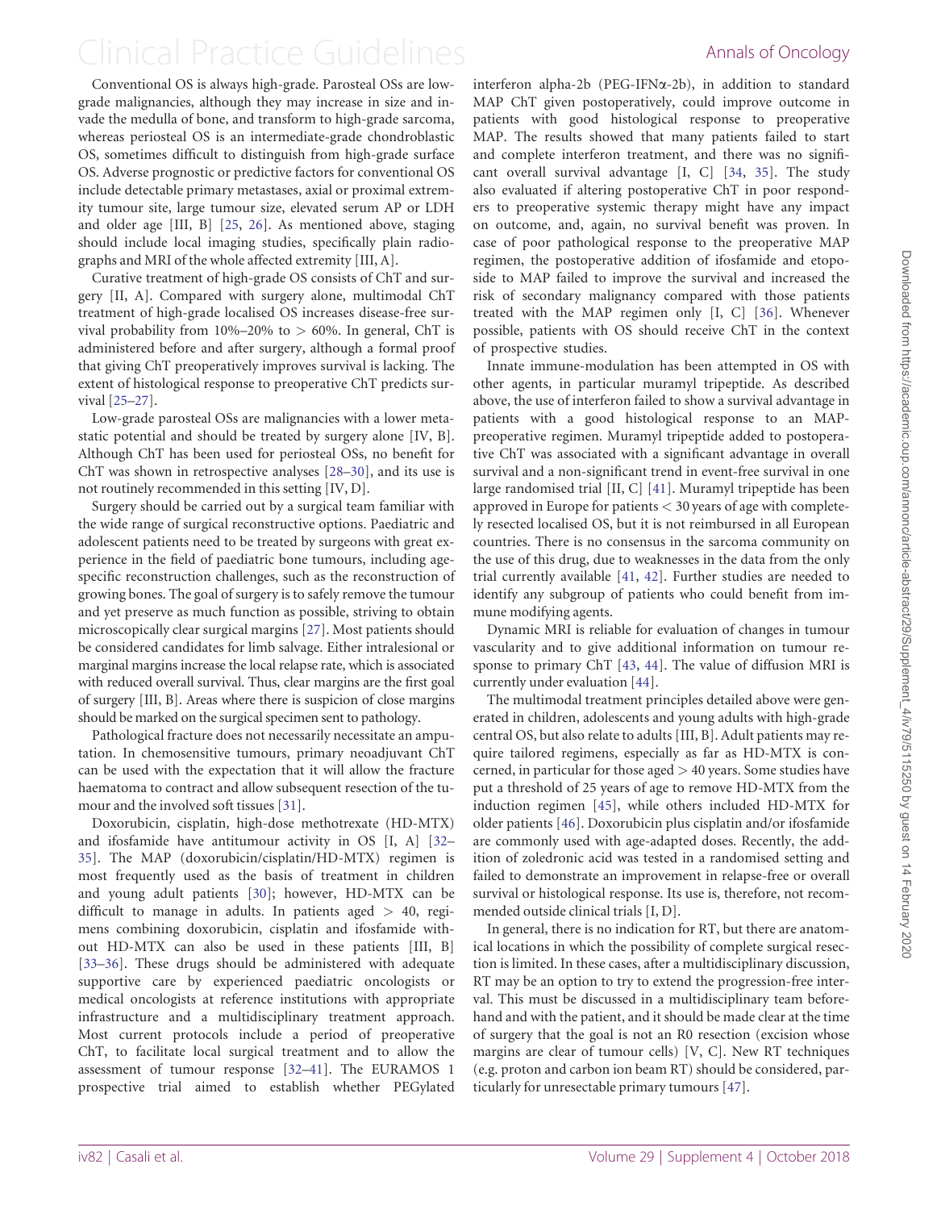Conventional OS is always high-grade. Parosteal OSs are low-grade malignancies, although they may increase in size and invade the medulla of bone, and transform to high-grade sarcoma, whereas periosteal OS is an intermediate-grade chondroblastic OS, sometimes difficult to distinguish from high-grade surface OS. Adverse prognostic or predictive factors for conventional OS include detectable primary metastases, axial or proximal extremity tumour site, large tumour size, elevated serum AP or LDH and older age [III, B] [25, 26]. As mentioned above, staging should include local imaging studies, specifically plain radiographs and MRI of the whole affected extremity [III, A].

Curative treatment of high-grade OS consists of ChT and surgery [II, A]. Compared with surgery alone, multimodal ChT treatment of high-grade localised OS increases disease-free survival probability from 10%–20% to > 60%. In general, ChT is administered before and after surgery, although a formal proof that giving ChT preoperatively improves survival is lacking. The extent of histological response to preoperative ChT predicts survival [25–27].

Low-grade parosteal OSs are malignancies with a lower metastatic potential and should be treated by surgery alone [IV, B]. Although ChT has been used for periosteal OSs, no benefit for ChT was shown in retrospective analyses [28–30], and its use is not routinely recommended in this setting [IV, D].

Surgery should be carried out by a surgical team familiar with the wide range of surgical reconstructive options. Paediatric and adolescent patients need to be treated by surgeons with great experience in the field of paediatric bone tumours, including age-specific reconstruction challenges, such as the reconstruction of growing bones. The goal of surgery is to safely remove the tumour and yet preserve as much function as possible, striving to obtain microscopically clear surgical margins [27]. Most patients should be considered candidates for limb salvage. Either intralesional or marginal margins increase the local relapse rate, which is associated with reduced overall survival. Thus, clear margins are the first goal of surgery [III, B]. Areas where there is suspicion of close margins should be marked on the surgical specimen sent to pathology.

Pathological fracture does not necessarily necessitate an amputation. In chemosensitive tumours, primary neoadjuvant ChT can be used with the expectation that it will allow the fracture haematoma to contract and allow subsequent resection of the tumour and the involved soft tissues [31].

Doxorubicin, cisplatin, high-dose methotrexate (HD-MTX) and ifosfamide have antitumour activity in OS [I, A] [32–35]. The MAP (doxorubicin/cisplatin/HD-MTX) regimen is most frequently used as the basis of treatment in children and young adult patients [30]; however, HD-MTX can be difficult to manage in adults. In patients aged > 40, regimens combining doxorubicin, cisplatin and ifosfamide without HD-MTX can also be used in these patients [III, B] [33–36]. These drugs should be administered with adequate supportive care by experienced paediatric oncologists or medical oncologists at reference institutions with appropriate infrastructure and a multidisciplinary treatment approach. Most current protocols include a period of preoperative ChT, to facilitate local surgical treatment and to allow the assessment of tumour response [32–41]. The EURAMOS 1 prospective trial aimed to establish whether PEGylated interferon alpha-2b (PEG-IFN$\alpha$-2b), in addition to standard MAP ChT given postoperatively, could improve outcome in patients with good histological response to preoperative MAP. The results showed that many patients failed to start and complete interferon treatment, and there was no significant overall survival advantage [I, C] [34, 35]. The study also evaluated if altering postoperative ChT in poor responders to preoperative systemic therapy might have any impact on outcome, and, again, no survival benefit was proven. In case of poor pathological response to the preoperative MAP regimen, the postoperative addition of ifosfamide and etoposide to MAP failed to improve the survival and increased the risk of secondary malignancy compared with those patients treated with the MAP regimen only [I, C] [36]. Whenever possible, patients with OS should receive ChT in the context of prospective studies.

Innate immune-modulation has been attempted in OS with other agents, in particular muramyl tripeptide. As described above, the use of interferon failed to show a survival advantage in patients with a good histological response to an MAP-preoperative regimen. Muramyl tripeptide added to postoperative ChT was associated with a significant advantage in overall survival and a non-significant trend in event-free survival in one large randomised trial [II, C] [41]. Muramyl tripeptide has been approved in Europe for patients < 30 years of age with completely resected localised OS, but it is not reimbursed in all European countries. There is no consensus in the sarcoma community on the use of this drug, due to weaknesses in the data from the only trial currently available [41, 42]. Further studies are needed to identify any subgroup of patients who could benefit from immune modifying agents.

Dynamic MRI is reliable for evaluation of changes in tumour vascularity and to give additional information on tumour response to primary ChT [43, 44]. The value of diffusion MRI is currently under evaluation [44].

The multimodal treatment principles detailed above were generated in children, adolescents and young adults with high-grade central OS, but also relate to adults [III, B]. Adult patients may require tailored regimens, especially as far as HD-MTX is concerned, in particular for those aged > 40 years. Some studies have put a threshold of 25 years of age to remove HD-MTX from the induction regimen [45], while others included HD-MTX for older patients [46]. Doxorubicin plus cisplatin and/or ifosfamide are commonly used with age-adapted doses. Recently, the addition of zoledronic acid was tested in a randomised setting and failed to demonstrate an improvement in relapse-free or overall survival or histological response. Its use is, therefore, not recommended outside clinical trials [I, D].

In general, there is no indication for RT, but there are anatomical locations in which the possibility of complete surgical resection is limited. In these cases, after a multidisciplinary discussion, RT may be an option to try to extend the progression-free interval. This must be discussed in a multidisciplinary team beforehand and with the patient, and it should be made clear at the time of surgery that the goal is not an R0 resection (excision whose margins are clear of tumour cells) [V, C]. New RT techniques (e.g. proton and carbon ion beam RT) should be considered, particularly for unresectable primary tumours [47].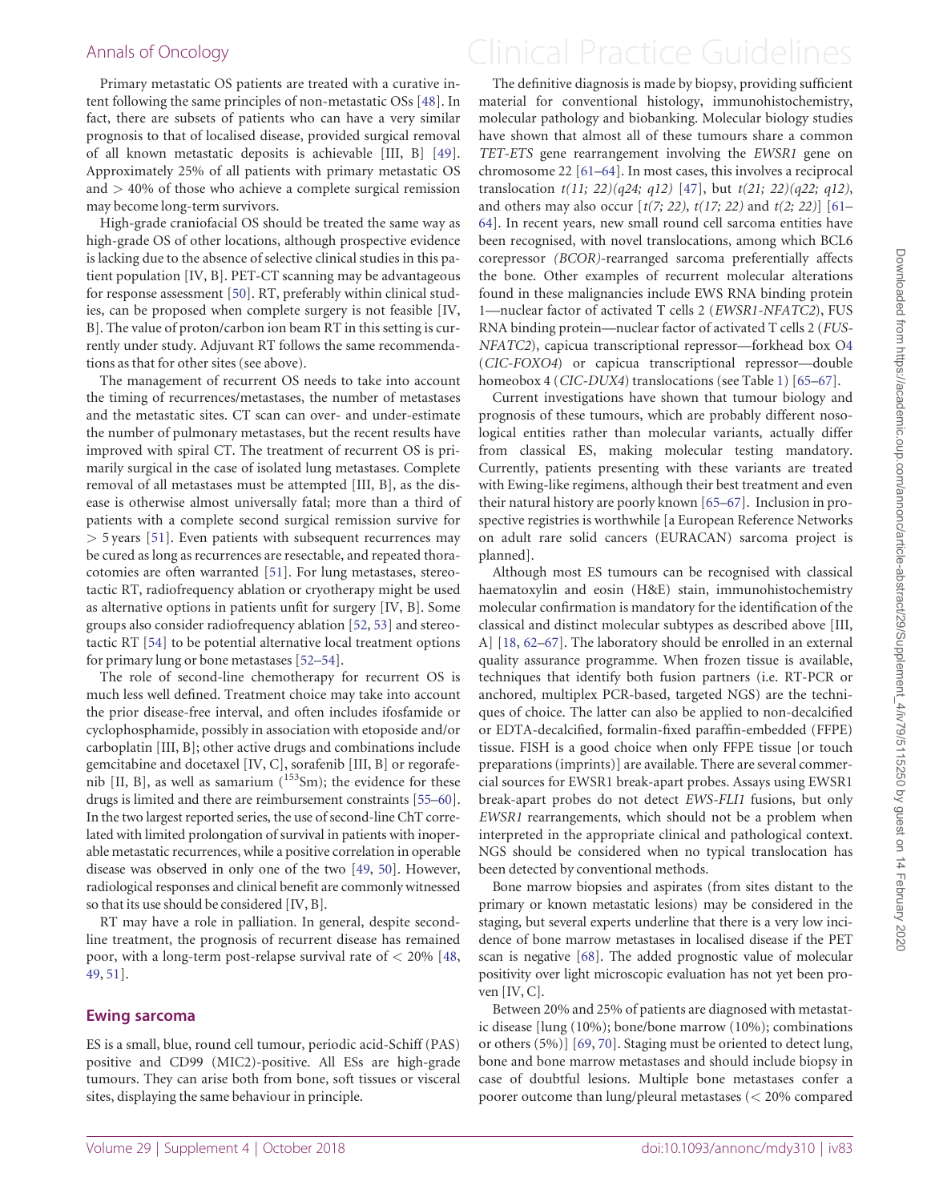Primary metastatic OS patients are treated with a curative intent following the same principles of non-metastatic OSs [48]. In fact, there are subsets of patients who can have a very similar prognosis to that of localised disease, provided surgical removal of all known metastatic deposits is achievable [III, B] [49]. Approximately 25% of all patients with primary metastatic OS and > 40% of those who achieve a complete surgical remission may become long-term survivors.

High-grade craniofacial OS should be treated the same way as high-grade OS of other locations, although prospective evidence is lacking due to the absence of selective clinical studies in this patient population [IV, B]. PET-CT scanning may be advantageous for response assessment [50]. RT, preferably within clinical studies, can be proposed when complete surgery is not feasible [IV, B]. The value of proton/carbon ion beam RT in this setting is currently under study. Adjuvant RT follows the same recommendations as that for other sites (see above).

The management of recurrent OS needs to take into account the timing of recurrences/metastases, the number of metastases and the metastatic sites. CT scan can over- and under-estimate the number of pulmonary metastases, but the recent results have improved with spiral CT. The treatment of recurrent OS is primarily surgical in the case of isolated lung metastases. Complete removal of all metastases must be attempted [III, B], as the disease is otherwise almost universally fatal; more than a third of patients with a complete second surgical remission survive for > 5 years [51]. Even patients with subsequent recurrences may be cured as long as recurrences are resectable, and repeated thoracotomies are often warranted [51]. For lung metastases, stereotactic RT, radiofrequency ablation or cryotherapy might be used as alternative options in patients unfit for surgery [IV, B]. Some groups also consider radiofrequency ablation [52, 53] and stereotactic RT [54] to be potential alternative local treatment options for primary lung or bone metastases [52–54].

The role of second-line chemotherapy for recurrent OS is much less well defined. Treatment choice may take into account the prior disease-free interval, and often includes ifosfamide or cyclophosphamide, possibly in association with etoposide and/or carboplatin [III, B]; other active drugs and combinations include gemcitabine and docetaxel [IV, C], sorafenib [III, B] or regorafenib [II, B], as well as samarium ($^{153}$Sm); the evidence for these drugs is limited and there are reimbursement constraints [55–60]. In the two largest reported series, the use of second-line ChT correlated with limited prolongation of survival in patients with inoperable metastatic recurrences, while a positive correlation in operable disease was observed in only one of the two [49, 50]. However, radiological responses and clinical benefit are commonly witnessed so that its use should be considered [IV, B].

RT may have a role in palliation. In general, despite second-line treatment, the prognosis of recurrent disease has remained poor, with a long-term post-relapse survival rate of < 20% [48, 49, 51].

## Ewing sarcoma

ES is a small, blue, round cell tumour, periodic acid-Schiff (PAS) positive and CD99 (MIC2)-positive. All ESs are high-grade tumours. They can arise both from bone, soft tissues or visceral sites, displaying the same behaviour in principle.

The definitive diagnosis is made by biopsy, providing sufficient material for conventional histology, immunohistochemistry, molecular pathology and biobanking. Molecular biology studies have shown that almost all of these tumours share a common *TET-ETS* gene rearrangement involving the *EWSR1* gene on chromosome 22 [61–64]. In most cases, this involves a reciprocal translocation *t(11; 22)(q24; q12)* [47], but *t(21; 22)(q22; q12)*, and others may also occur [*t(7; 22)*, *t(17; 22)* and *t(2; 22)*] [61–64]. In recent years, new small round cell sarcoma entities have been recognised, with novel translocations, among which BCL6 corepressor *(BCOR)*-rearranged sarcoma preferentially affects the bone. Other examples of recurrent molecular alterations found in these malignancies include EWS RNA binding protein 1—nuclear factor of activated T cells 2 (*EWSR1-NFATC2*), FUS RNA binding protein—nuclear factor of activated T cells 2 (*FUS-NFATC2*), capicua transcriptional repressor—forkhead box O4 (*CIC-FOXO4*) or capicua transcriptional repressor—double homeobox 4 (*CIC-DUX4*) translocations (see Table 1) [65–67].

Current investigations have shown that tumour biology and prognosis of these tumours, which are probably different nosological entities rather than molecular variants, actually differ from classical ES, making molecular testing mandatory. Currently, patients presenting with these variants are treated with Ewing-like regimens, although their best treatment and even their natural history are poorly known [65–67]. Inclusion in prospective registries is worthwhile [a European Reference Networks on adult rare solid cancers (EURACAN) sarcoma project is planned].

Although most ES tumours can be recognised with classical haematoxylin and eosin (H&E) stain, immunohistochemistry molecular confirmation is mandatory for the identification of the classical and distinct molecular subtypes as described above [III, A] [18, 62–67]. The laboratory should be enrolled in an external quality assurance programme. When frozen tissue is available, techniques that identify both fusion partners (i.e. RT-PCR or anchored, multiplex PCR-based, targeted NGS) are the techniques of choice. The latter can also be applied to non-decalcified or EDTA-decalcified, formalin-fixed paraffin-embedded (FFPE) tissue. FISH is a good choice when only FFPE tissue [or touch preparations (imprints)] are available. There are several commercial sources for EWSR1 break-apart probes. Assays using EWSR1 break-apart probes do not detect *EWS-FLI1* fusions, but only *EWSR1* rearrangements, which should not be a problem when interpreted in the appropriate clinical and pathological context. NGS should be considered when no typical translocation has been detected by conventional methods.

Bone marrow biopsies and aspirates (from sites distant to the primary or known metastatic lesions) may be considered in the staging, but several experts underline that there is a very low incidence of bone marrow metastases in localised disease if the PET scan is negative [68]. The added prognostic value of molecular positivity over light microscopic evaluation has not yet been proven [IV, C].

Between 20% and 25% of patients are diagnosed with metastatic disease [lung (10%); bone/bone marrow (10%); combinations or others (5%)] [69, 70]. Staging must be oriented to detect lung, bone and bone marrow metastases and should include biopsy in case of doubtful lesions. Multiple bone metastases confer a poorer outcome than lung/pleural metastases (< 20% compared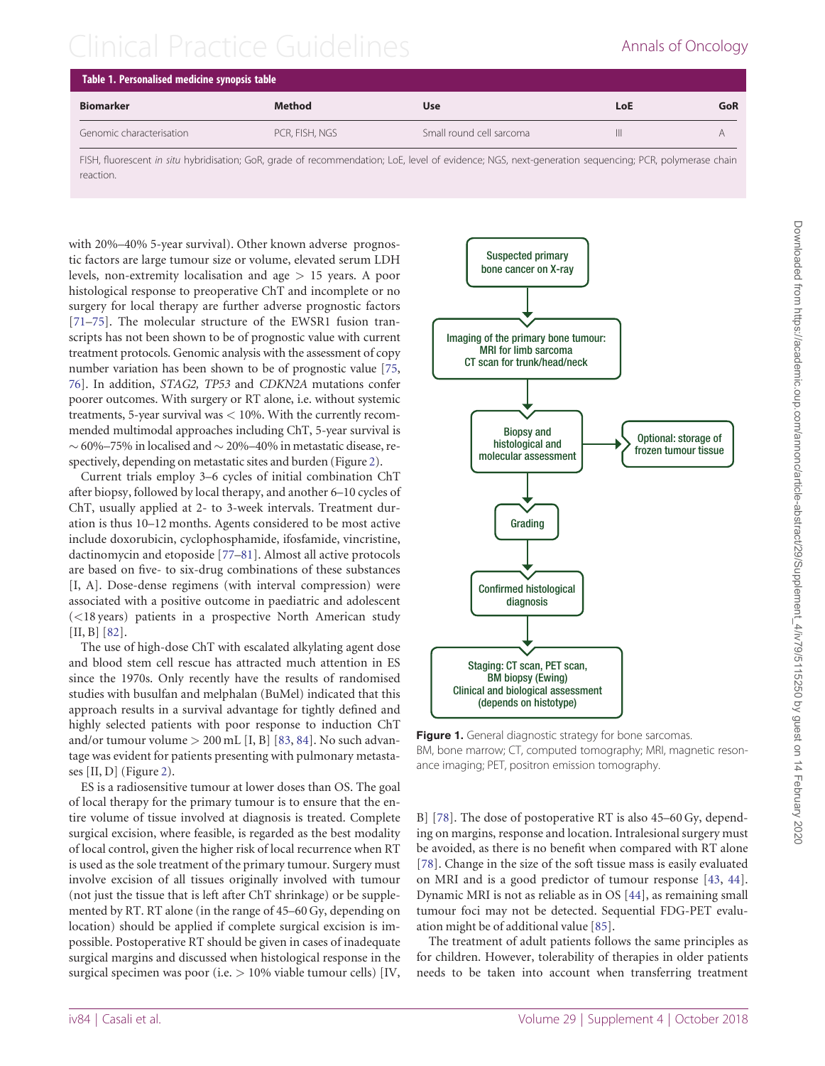**Table 1. Personalised medicine synopsis table**

| Biomarker | Method | Use | LoE | GoR |
|---|---|---|---|---|
| Genomic characterisation | PCR, FISH, NGS | Small round cell sarcoma | III | A |

FISH, fluorescent *in situ* hybridisation; GoR, grade of recommendation; LoE, level of evidence; NGS, next-generation sequencing; PCR, polymerase chain reaction.

with 20%–40% 5-year survival). Other known adverse prognostic factors are large tumour size or volume, elevated serum LDH levels, non-extremity localisation and age > 15 years. A poor histological response to preoperative ChT and incomplete or no surgery for local therapy are further adverse prognostic factors [71–75]. The molecular structure of the EWSR1 fusion transcripts has not been shown to be of prognostic value with current treatment protocols. Genomic analysis with the assessment of copy number variation has been shown to be of prognostic value [75, 76]. In addition, *STAG2, TP53* and *CDKN2A* mutations confer poorer outcomes. With surgery or RT alone, i.e. without systemic treatments, 5-year survival was < 10%. With the currently recommended multimodal approaches including ChT, 5-year survival is ~60%–75% in localised and ~20%–40% in metastatic disease, respectively, depending on metastatic sites and burden (Figure 2).

Current trials employ 3–6 cycles of initial combination ChT after biopsy, followed by local therapy, and another 6–10 cycles of ChT, usually applied at 2- to 3-week intervals. Treatment duration is thus 10–12 months. Agents considered to be most active include doxorubicin, cyclophosphamide, ifosfamide, vincristine, dactinomycin and etoposide [77–81]. Almost all active protocols are based on five- to six-drug combinations of these substances [I, A]. Dose-dense regimens (with interval compression) were associated with a positive outcome in paediatric and adolescent (<18 years) patients in a prospective North American study [II, B] [82].

The use of high-dose ChT with escalated alkylating agent dose and blood stem cell rescue has attracted much attention in ES since the 1970s. Only recently have the results of randomised studies with busulfan and melphalan (BuMel) indicated that this approach results in a survival advantage for tightly defined and highly selected patients with poor response to induction ChT and/or tumour volume > 200 mL [I, B] [83, 84]. No such advantage was evident for patients presenting with pulmonary metastases [II, D] (Figure 2).

ES is a radiosensitive tumour at lower doses than OS. The goal of local therapy for the primary tumour is to ensure that the entire volume of tissue involved at diagnosis is treated. Complete surgical excision, where feasible, is regarded as the best modality of local control, given the higher risk of local recurrence when RT is used as the sole treatment of the primary tumour. Surgery must involve excision of all tissues originally involved with tumour (not just the tissue that is left after ChT shrinkage) or be supplemented by RT. RT alone (in the range of 45–60 Gy, depending on location) should be applied if complete surgical excision is impossible. Postoperative RT should be given in cases of inadequate surgical margins and discussed when histological response in the surgical specimen was poor (i.e. > 10% viable tumour cells) [IV, B] [78]. The dose of postoperative RT is also 45–60 Gy, depending on margins, response and location. Intralesional surgery must be avoided, as there is no benefit when compared with RT alone [78]. Change in the size of the soft tissue mass is easily evaluated on MRI and is a good predictor of tumour response [43, 44]. Dynamic MRI is not as reliable as in OS [44], as remaining small tumour foci may not be detected. Sequential FDG-PET evaluation might be of additional value [85].

The treatment of adult patients follows the same principles as for children. However, tolerability of therapies in older patients needs to be taken into account when transferring treatment

Suspected primary bone cancer on X-ray → Imaging of the primary bone tumour: MRI for limb sarcoma, CT scan for trunk/head/neck → Biopsy and histological and molecular assessment (→ Optional: storage of frozen tumour tissue) → Grading → Confirmed histological diagnosis → Staging: CT scan, PET scan, BM biopsy (Ewing), Clinical and biological assessment (depends on histotype)

**Figure 1.** General diagnostic strategy for bone sarcomas. BM, bone marrow; CT, computed tomography; MRI, magnetic resonance imaging; PET, positron emission tomography.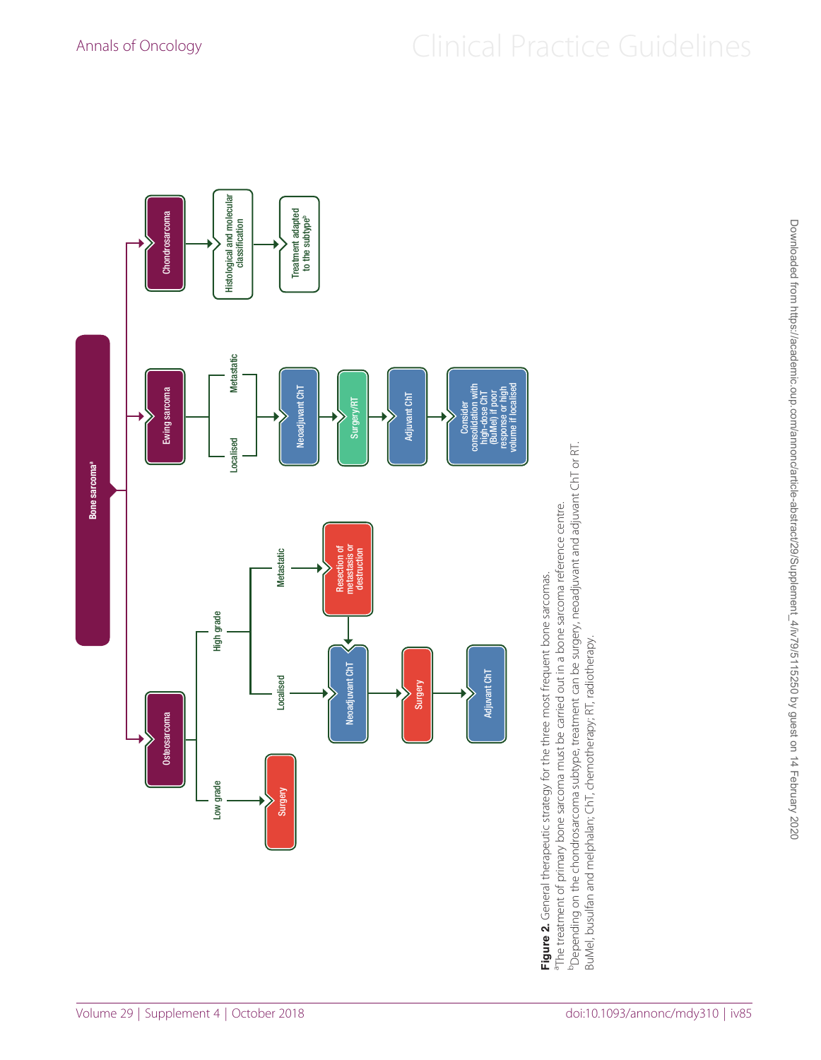Bone sarcoma[a]

- Osteosarcoma
  - Low grade → Surgery
  - High grade
    - Localised → Neoadjuvant ChT → Surgery → Adjuvant ChT
    - Metastatic → Resection of metastasis or destruction → Neoadjuvant ChT
- Ewing sarcoma
  - Localised / Metastatic → Neoadjuvant ChT → Surgery/RT → Adjuvant ChT → Consider consolidation with high-dose ChT (BuMel) if poor response or high volume if localised
- Chondrosarcoma → Histological and molecular classification → Treatment adapted to the subtype[b]

**Figure 2.** General therapeutic strategy for the three most frequent bone sarcomas.
[a]The treatment of primary bone sarcoma must be carried out in a bone sarcoma reference centre.
[b]Depending on the chondrosarcoma subtype, treatment can be surgery, neoadjuvant and adjuvant ChT or RT.
BuMel, busulfan and melphalan; ChT, chemotherapy; RT, radiotherapy.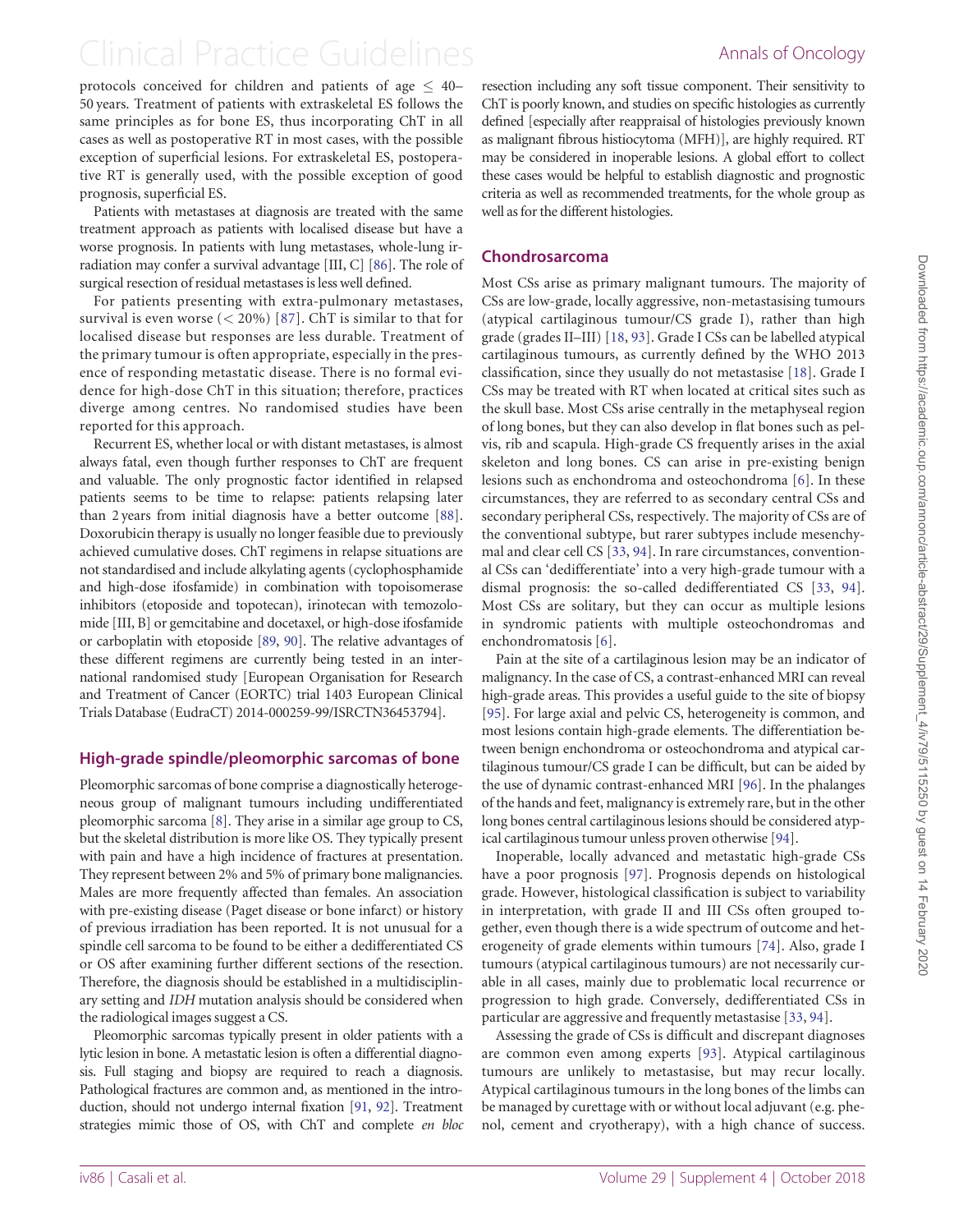protocols conceived for children and patients of age ≤ 40–50 years. Treatment of patients with extraskeletal ES follows the same principles as for bone ES, thus incorporating ChT in all cases as well as postoperative RT in most cases, with the possible exception of superficial lesions. For extraskeletal ES, postoperative RT is generally used, with the possible exception of good prognosis, superficial ES.

Patients with metastases at diagnosis are treated with the same treatment approach as patients with localised disease but have a worse prognosis. In patients with lung metastases, whole-lung irradiation may confer a survival advantage [III, C] [86]. The role of surgical resection of residual metastases is less well defined.

For patients presenting with extra-pulmonary metastases, survival is even worse (< 20%) [87]. ChT is similar to that for localised disease but responses are less durable. Treatment of the primary tumour is often appropriate, especially in the presence of responding metastatic disease. There is no formal evidence for high-dose ChT in this situation; therefore, practices diverge among centres. No randomised studies have been reported for this approach.

Recurrent ES, whether local or with distant metastases, is almost always fatal, even though further responses to ChT are frequent and valuable. The only prognostic factor identified in relapsed patients seems to be time to relapse: patients relapsing later than 2 years from initial diagnosis have a better outcome [88]. Doxorubicin therapy is usually no longer feasible due to previously achieved cumulative doses. ChT regimens in relapse situations are not standardised and include alkylating agents (cyclophosphamide and high-dose ifosfamide) in combination with topoisomerase inhibitors (etoposide and topotecan), irinotecan with temozolomide [III, B] or gemcitabine and docetaxel, or high-dose ifosfamide or carboplatin with etoposide [89, 90]. The relative advantages of these different regimens are currently being tested in an international randomised study [European Organisation for Research and Treatment of Cancer (EORTC) trial 1403 European Clinical Trials Database (EudraCT) 2014-000259-99/ISRCTN36453794].

## High-grade spindle/pleomorphic sarcomas of bone

Pleomorphic sarcomas of bone comprise a diagnostically heterogeneous group of malignant tumours including undifferentiated pleomorphic sarcoma [8]. They arise in a similar age group to CS, but the skeletal distribution is more like OS. They typically present with pain and have a high incidence of fractures at presentation. They represent between 2% and 5% of primary bone malignancies. Males are more frequently affected than females. An association with pre-existing disease (Paget disease or bone infarct) or history of previous irradiation has been reported. It is not unusual for a spindle cell sarcoma to be found to be either a dedifferentiated CS or OS after examining further different sections of the resection. Therefore, the diagnosis should be established in a multidisciplinary setting and *IDH* mutation analysis should be considered when the radiological images suggest a CS.

Pleomorphic sarcomas typically present in older patients with a lytic lesion in bone. A metastatic lesion is often a differential diagnosis. Full staging and biopsy are required to reach a diagnosis. Pathological fractures are common and, as mentioned in the introduction, should not undergo internal fixation [91, 92]. Treatment strategies mimic those of OS, with ChT and complete *en bloc* resection including any soft tissue component. Their sensitivity to ChT is poorly known, and studies on specific histologies as currently defined [especially after reappraisal of histologies previously known as malignant fibrous histiocytoma (MFH)], are highly required. RT may be considered in inoperable lesions. A global effort to collect these cases would be helpful to establish diagnostic and prognostic criteria as well as recommended treatments, for the whole group as well as for the different histologies.

## Chondrosarcoma

Most CSs arise as primary malignant tumours. The majority of CSs are low-grade, locally aggressive, non-metastasising tumours (atypical cartilaginous tumour/CS grade I), rather than high grade (grades II–III) [18, 93]. Grade I CSs can be labelled atypical cartilaginous tumours, as currently defined by the WHO 2013 classification, since they usually do not metastasise [18]. Grade I CSs may be treated with RT when located at critical sites such as the skull base. Most CSs arise centrally in the metaphyseal region of long bones, but they can also develop in flat bones such as pelvis, rib and scapula. High-grade CS frequently arises in the axial skeleton and long bones. CS can arise in pre-existing benign lesions such as enchondroma and osteochondroma [6]. In these circumstances, they are referred to as secondary central CSs and secondary peripheral CSs, respectively. The majority of CSs are of the conventional subtype, but rarer subtypes include mesenchymal and clear cell CS [33, 94]. In rare circumstances, conventional CSs can 'dedifferentiate' into a very high-grade tumour with a dismal prognosis: the so-called dedifferentiated CS [33, 94]. Most CSs are solitary, but they can occur as multiple lesions in syndromic patients with multiple osteochondromas and enchondromatosis [6].

Pain at the site of a cartilaginous lesion may be an indicator of malignancy. In the case of CS, a contrast-enhanced MRI can reveal high-grade areas. This provides a useful guide to the site of biopsy [95]. For large axial and pelvic CS, heterogeneity is common, and most lesions contain high-grade elements. The differentiation between benign enchondroma or osteochondroma and atypical cartilaginous tumour/CS grade I can be difficult, but can be aided by the use of dynamic contrast-enhanced MRI [96]. In the phalanges of the hands and feet, malignancy is extremely rare, but in the other long bones central cartilaginous lesions should be considered atypical cartilaginous tumour unless proven otherwise [94].

Inoperable, locally advanced and metastatic high-grade CSs have a poor prognosis [97]. Prognosis depends on histological grade. However, histological classification is subject to variability in interpretation, with grade II and III CSs often grouped together, even though there is a wide spectrum of outcome and heterogeneity of grade elements within tumours [74]. Also, grade I tumours (atypical cartilaginous tumours) are not necessarily curable in all cases, mainly due to problematic local recurrence or progression to high grade. Conversely, dedifferentiated CSs in particular are aggressive and frequently metastasise [33, 94].

Assessing the grade of CSs is difficult and discrepant diagnoses are common even among experts [93]. Atypical cartilaginous tumours are unlikely to metastasise, but may recur locally. Atypical cartilaginous tumours in the long bones of the limbs can be managed by curettage with or without local adjuvant (e.g. phenol, cement and cryotherapy), with a high chance of success.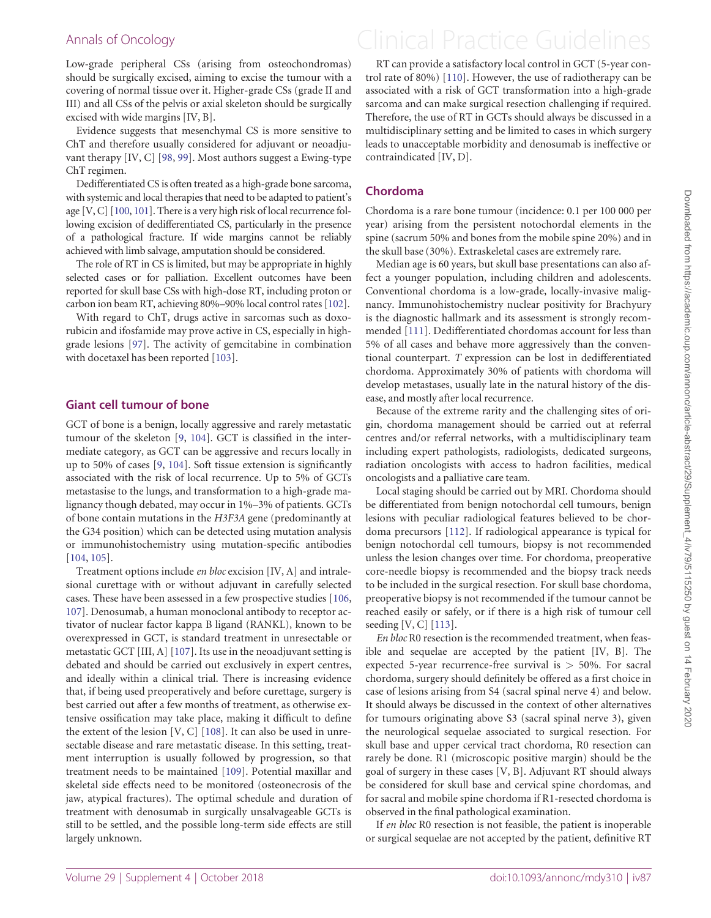Low-grade peripheral CSs (arising from osteochondromas) should be surgically excised, aiming to excise the tumour with a covering of normal tissue over it. Higher-grade CSs (grade II and III) and all CSs of the pelvis or axial skeleton should be surgically excised with wide margins [IV, B].

Evidence suggests that mesenchymal CS is more sensitive to ChT and therefore usually considered for adjuvant or neoadjuvant therapy [IV, C] [98, 99]. Most authors suggest a Ewing-type ChT regimen.

Dedifferentiated CS is often treated as a high-grade bone sarcoma, with systemic and local therapies that need to be adapted to patient's age [V, C] [100, 101]. There is a very high risk of local recurrence following excision of dedifferentiated CS, particularly in the presence of a pathological fracture. If wide margins cannot be reliably achieved with limb salvage, amputation should be considered.

The role of RT in CS is limited, but may be appropriate in highly selected cases or for palliation. Excellent outcomes have been reported for skull base CSs with high-dose RT, including proton or carbon ion beam RT, achieving 80%–90% local control rates [102].

With regard to ChT, drugs active in sarcomas such as doxorubicin and ifosfamide may prove active in CS, especially in high-grade lesions [97]. The activity of gemcitabine in combination with docetaxel has been reported [103].

## Giant cell tumour of bone

GCT of bone is a benign, locally aggressive and rarely metastatic tumour of the skeleton [9, 104]. GCT is classified in the intermediate category, as GCT can be aggressive and recurs locally in up to 50% of cases [9, 104]. Soft tissue extension is significantly associated with the risk of local recurrence. Up to 5% of GCTs metastasise to the lungs, and transformation to a high-grade malignancy though debated, may occur in 1%–3% of patients. GCTs of bone contain mutations in the *H3F3A* gene (predominantly at the G34 position) which can be detected using mutation analysis or immunohistochemistry using mutation-specific antibodies [104, 105].

Treatment options include *en bloc* excision [IV, A] and intralesional curettage with or without adjuvant in carefully selected cases. These have been assessed in a few prospective studies [106, 107]. Denosumab, a human monoclonal antibody to receptor activator of nuclear factor kappa B ligand (RANKL), known to be overexpressed in GCT, is approved in unresectable or metastatic GCT [III, A] [107]. Its use in the neoadjuvant setting is debated and should be carried out exclusively in expert centres, and ideally within a clinical trial. There is increasing evidence that, if being used preoperatively and before curettage, surgery is best carried out after a few months of treatment, as otherwise extensive ossification may take place, making it difficult to define the extent of the lesion [V, C] [108]. It can also be used in unresectable disease and rare metastatic disease. In this setting, treatment interruption is usually followed by progression, so that treatment needs to be maintained [109]. Potential maxillar and skeletal side effects need to be monitored (osteonecrosis of the jaw, atypical fractures). The optimal schedule and duration of treatment with denosumab in surgically unsalvageable GCTs is still to be settled, and the possible long-term side effects are still largely unknown.

RT can provide a satisfactory local control in GCT (5-year control rate of 80%) [110]. However, the use of radiotherapy can be associated with a risk of GCT transformation into a high-grade sarcoma and can make surgical resection challenging if required. Therefore, the use of RT in GCTs should always be discussed in a multidisciplinary setting and be limited to cases in which surgery leads to unacceptable morbidity and denosumab is ineffective or contraindicated [IV, D].

## Chordoma

Chordoma is a rare bone tumour (incidence: 0.1 per 100 000 per year) arising from the persistent notochordal elements in the spine (sacrum 50% and bones from the mobile spine 20%) and in the skull base (30%). Extraskeletal cases are extremely rare.

Median age is 60 years, but skull base presentations can also affect a younger population, including children and adolescents. Conventional chordoma is a low-grade, locally-invasive malignancy. Immunohistochemistry nuclear positivity for Brachyury is the diagnostic hallmark and its assessment is strongly recommended [111]. Dedifferentiated chordomas account for less than 5% of all cases and behave more aggressively than the conventional counterpart. *T* expression can be lost in dedifferentiated chordoma. Approximately 30% of patients with chordoma will develop metastases, usually late in the natural history of the disease, and mostly after local recurrence.

Because of the extreme rarity and the challenging sites of origin, chordoma management should be carried out at referral centres and/or referral networks, with a multidisciplinary team including expert pathologists, radiologists, dedicated surgeons, radiation oncologists with access to hadron facilities, medical oncologists and a palliative care team.

Local staging should be carried out by MRI. Chordoma should be differentiated from benign notochordal cell tumours, benign lesions with peculiar radiological features believed to be chordoma precursors [112]. If radiological appearance is typical for benign notochordal cell tumours, biopsy is not recommended unless the lesion changes over time. For chordoma, preoperative core-needle biopsy is recommended and the biopsy track needs to be included in the surgical resection. For skull base chordoma, preoperative biopsy is not recommended if the tumour cannot be reached easily or safely, or if there is a high risk of tumour cell seeding [V, C] [113].

*En bloc* R0 resection is the recommended treatment, when feasible and sequelae are accepted by the patient [IV, B]. The expected 5-year recurrence-free survival is > 50%. For sacral chordoma, surgery should definitely be offered as a first choice in case of lesions arising from S4 (sacral spinal nerve 4) and below. It should always be discussed in the context of other alternatives for tumours originating above S3 (sacral spinal nerve 3), given the neurological sequelae associated to surgical resection. For skull base and upper cervical tract chordoma, R0 resection can rarely be done. R1 (microscopic positive margin) should be the goal of surgery in these cases [V, B]. Adjuvant RT should always be considered for skull base and cervical spine chordomas, and for sacral and mobile spine chordoma if R1-resected chordoma is observed in the final pathological examination.

If *en bloc* R0 resection is not feasible, the patient is inoperable or surgical sequelae are not accepted by the patient, definitive RT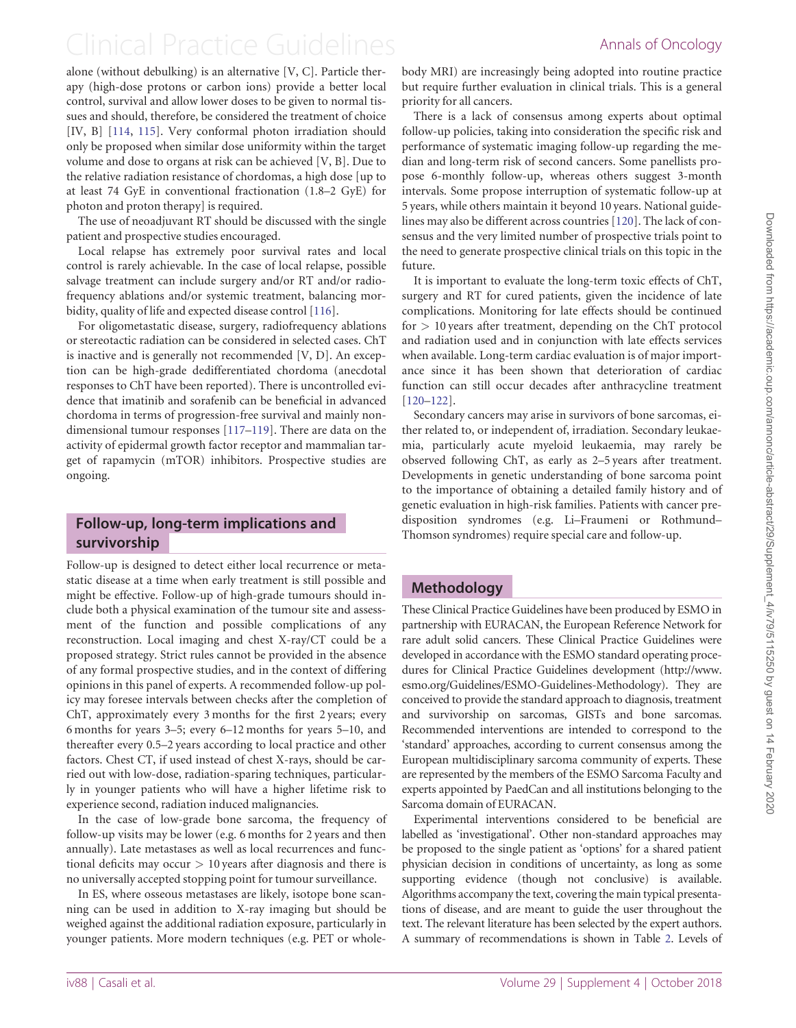alone (without debulking) is an alternative [V, C]. Particle therapy (high-dose protons or carbon ions) provide a better local control, survival and allow lower doses to be given to normal tissues and should, therefore, be considered the treatment of choice [IV, B] [114, 115]. Very conformal photon irradiation should only be proposed when similar dose uniformity within the target volume and dose to organs at risk can be achieved [V, B]. Due to the relative radiation resistance of chordomas, a high dose [up to at least 74 GyE in conventional fractionation (1.8–2 GyE) for photon and proton therapy] is required.

The use of neoadjuvant RT should be discussed with the single patient and prospective studies encouraged.

Local relapse has extremely poor survival rates and local control is rarely achievable. In the case of local relapse, possible salvage treatment can include surgery and/or RT and/or radiofrequency ablations and/or systemic treatment, balancing morbidity, quality of life and expected disease control [116].

For oligometastatic disease, surgery, radiofrequency ablations or stereotactic radiation can be considered in selected cases. ChT is inactive and is generally not recommended [V, D]. An exception can be high-grade dedifferentiated chordoma (anecdotal responses to ChT have been reported). There is uncontrolled evidence that imatinib and sorafenib can be beneficial in advanced chordoma in terms of progression-free survival and mainly non-dimensional tumour responses [117–119]. There are data on the activity of epidermal growth factor receptor and mammalian target of rapamycin (mTOR) inhibitors. Prospective studies are ongoing.

## Follow-up, long-term implications and survivorship

Follow-up is designed to detect either local recurrence or metastatic disease at a time when early treatment is still possible and might be effective. Follow-up of high-grade tumours should include both a physical examination of the tumour site and assessment of the function and possible complications of any reconstruction. Local imaging and chest X-ray/CT could be a proposed strategy. Strict rules cannot be provided in the absence of any formal prospective studies, and in the context of differing opinions in this panel of experts. A recommended follow-up policy may foresee intervals between checks after the completion of ChT, approximately every 3 months for the first 2 years; every 6 months for years 3–5; every 6–12 months for years 5–10, and thereafter every 0.5–2 years according to local practice and other factors. Chest CT, if used instead of chest X-rays, should be carried out with low-dose, radiation-sparing techniques, particularly in younger patients who will have a higher lifetime risk to experience second, radiation induced malignancies.

In the case of low-grade bone sarcoma, the frequency of follow-up visits may be lower (e.g. 6 months for 2 years and then annually). Late metastases as well as local recurrences and functional deficits may occur > 10 years after diagnosis and there is no universally accepted stopping point for tumour surveillance.

In ES, where osseous metastases are likely, isotope bone scanning can be used in addition to X-ray imaging but should be weighed against the additional radiation exposure, particularly in younger patients. More modern techniques (e.g. PET or whole-body MRI) are increasingly being adopted into routine practice but require further evaluation in clinical trials. This is a general priority for all cancers.

There is a lack of consensus among experts about optimal follow-up policies, taking into consideration the specific risk and performance of systematic imaging follow-up regarding the median and long-term risk of second cancers. Some panellists propose 6-monthly follow-up, whereas others suggest 3-month intervals. Some propose interruption of systematic follow-up at 5 years, while others maintain it beyond 10 years. National guidelines may also be different across countries [120]. The lack of consensus and the very limited number of prospective trials point to the need to generate prospective clinical trials on this topic in the future.

It is important to evaluate the long-term toxic effects of ChT, surgery and RT for cured patients, given the incidence of late complications. Monitoring for late effects should be continued for > 10 years after treatment, depending on the ChT protocol and radiation used and in conjunction with late effects services when available. Long-term cardiac evaluation is of major importance since it has been shown that deterioration of cardiac function can still occur decades after anthracycline treatment [120–122].

Secondary cancers may arise in survivors of bone sarcomas, either related to, or independent of, irradiation. Secondary leukaemia, particularly acute myeloid leukaemia, may rarely be observed following ChT, as early as 2–5 years after treatment. Developments in genetic understanding of bone sarcoma point to the importance of obtaining a detailed family history and of genetic evaluation in high-risk families. Patients with cancer predisposition syndromes (e.g. Li–Fraumeni or Rothmund–Thomson syndromes) require special care and follow-up.

## Methodology

These Clinical Practice Guidelines have been produced by ESMO in partnership with EURACAN, the European Reference Network for rare adult solid cancers. These Clinical Practice Guidelines were developed in accordance with the ESMO standard operating procedures for Clinical Practice Guidelines development (http://www.esmo.org/Guidelines/ESMO-Guidelines-Methodology). They are conceived to provide the standard approach to diagnosis, treatment and survivorship on sarcomas, GISTs and bone sarcomas. Recommended interventions are intended to correspond to the 'standard' approaches, according to current consensus among the European multidisciplinary sarcoma community of experts. These are represented by the members of the ESMO Sarcoma Faculty and experts appointed by PaedCan and all institutions belonging to the Sarcoma domain of EURACAN.

Experimental interventions considered to be beneficial are labelled as 'investigational'. Other non-standard approaches may be proposed to the single patient as 'options' for a shared patient physician decision in conditions of uncertainty, as long as some supporting evidence (though not conclusive) is available. Algorithms accompany the text, covering the main typical presentations of disease, and are meant to guide the user throughout the text. The relevant literature has been selected by the expert authors. A summary of recommendations is shown in Table 2. Levels of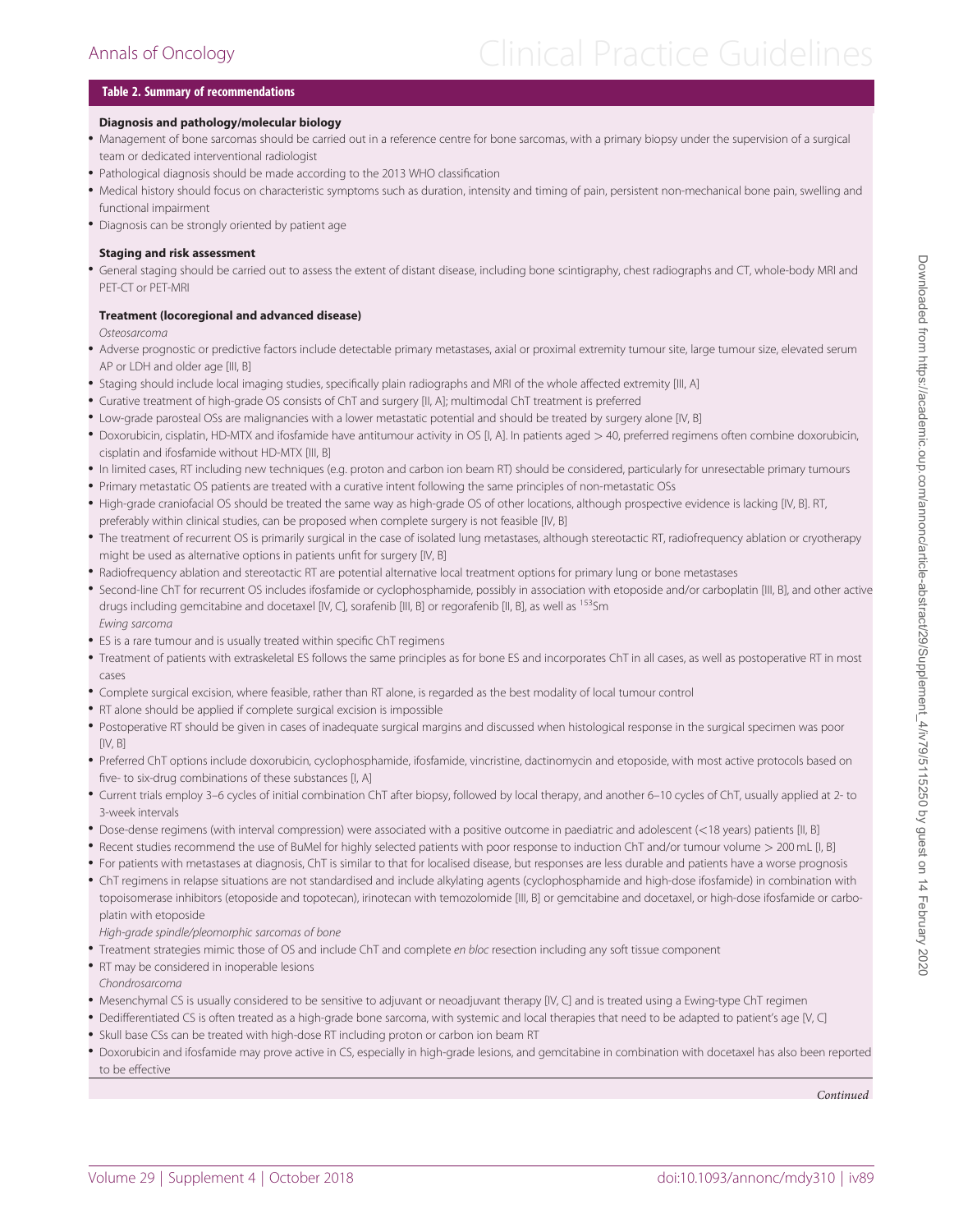**Table 2. Summary of recommendations**

**Diagnosis and pathology/molecular biology**

- Management of bone sarcomas should be carried out in a reference centre for bone sarcomas, with a primary biopsy under the supervision of a surgical team or dedicated interventional radiologist
- Pathological diagnosis should be made according to the 2013 WHO classification
- Medical history should focus on characteristic symptoms such as duration, intensity and timing of pain, persistent non-mechanical bone pain, swelling and functional impairment
- Diagnosis can be strongly oriented by patient age

**Staging and risk assessment**

- General staging should be carried out to assess the extent of distant disease, including bone scintigraphy, chest radiographs and CT, whole-body MRI and PET-CT or PET-MRI

**Treatment (locoregional and advanced disease)**

*Osteosarcoma*

- Adverse prognostic or predictive factors include detectable primary metastases, axial or proximal extremity tumour site, large tumour size, elevated serum AP or LDH and older age [III, B]
- Staging should include local imaging studies, specifically plain radiographs and MRI of the whole affected extremity [III, A]
- Curative treatment of high-grade OS consists of ChT and surgery [II, A]; multimodal ChT treatment is preferred
- Low-grade parosteal OSs are malignancies with a lower metastatic potential and should be treated by surgery alone [IV, B]
- Doxorubicin, cisplatin, HD-MTX and ifosfamide have antitumour activity in OS [I, A]. In patients aged > 40, preferred regimens often combine doxorubicin, cisplatin and ifosfamide without HD-MTX [III, B]
- In limited cases, RT including new techniques (e.g. proton and carbon ion beam RT) should be considered, particularly for unresectable primary tumours
- Primary metastatic OS patients are treated with a curative intent following the same principles of non-metastatic OSs
- High-grade craniofacial OS should be treated the same way as high-grade OS of other locations, although prospective evidence is lacking [IV, B]. RT, preferably within clinical studies, can be proposed when complete surgery is not feasible [IV, B]
- The treatment of recurrent OS is primarily surgical in the case of isolated lung metastases, although stereotactic RT, radiofrequency ablation or cryotherapy might be used as alternative options in patients unfit for surgery [IV, B]
- Radiofrequency ablation and stereotactic RT are potential alternative local treatment options for primary lung or bone metastases
- Second-line ChT for recurrent OS includes ifosfamide or cyclophosphamide, possibly in association with etoposide and/or carboplatin [III, B], and other active drugs including gemcitabine and docetaxel [IV, C], sorafenib [III, B] or regorafenib [II, B], as well as $^{153}$Sm

*Ewing sarcoma*

- ES is a rare tumour and is usually treated within specific ChT regimens
- Treatment of patients with extraskeletal ES follows the same principles as for bone ES and incorporates ChT in all cases, as well as postoperative RT in most cases
- Complete surgical excision, where feasible, rather than RT alone, is regarded as the best modality of local tumour control
- RT alone should be applied if complete surgical excision is impossible
- Postoperative RT should be given in cases of inadequate surgical margins and discussed when histological response in the surgical specimen was poor [IV, B]
- Preferred ChT options include doxorubicin, cyclophosphamide, ifosfamide, vincristine, dactinomycin and etoposide, with most active protocols based on five- to six-drug combinations of these substances [I, A]
- Current trials employ 3–6 cycles of initial combination ChT after biopsy, followed by local therapy, and another 6–10 cycles of ChT, usually applied at 2- to 3-week intervals
- Dose-dense regimens (with interval compression) were associated with a positive outcome in paediatric and adolescent (<18 years) patients [II, B]
- Recent studies recommend the use of BuMel for highly selected patients with poor response to induction ChT and/or tumour volume > 200 mL [I, B]
- For patients with metastases at diagnosis, ChT is similar to that for localised disease, but responses are less durable and patients have a worse prognosis
- ChT regimens in relapse situations are not standardised and include alkylating agents (cyclophosphamide and high-dose ifosfamide) in combination with topoisomerase inhibitors (etoposide and topotecan), irinotecan with temozolomide [III, B] or gemcitabine and docetaxel, or high-dose ifosfamide or carboplatin with etoposide

*High-grade spindle/pleomorphic sarcomas of bone*

- Treatment strategies mimic those of OS and include ChT and complete *en bloc* resection including any soft tissue component
- RT may be considered in inoperable lesions

*Chondrosarcoma*

- Mesenchymal CS is usually considered to be sensitive to adjuvant or neoadjuvant therapy [IV, C] and is treated using a Ewing-type ChT regimen
- Dedifferentiated CS is often treated as a high-grade bone sarcoma, with systemic and local therapies that need to be adapted to patient's age [V, C]
- Skull base CSs can be treated with high-dose RT including proton or carbon ion beam RT
- Doxorubicin and ifosfamide may prove active in CS, especially in high-grade lesions, and gemcitabine in combination with docetaxel has also been reported to be effective

*Continued*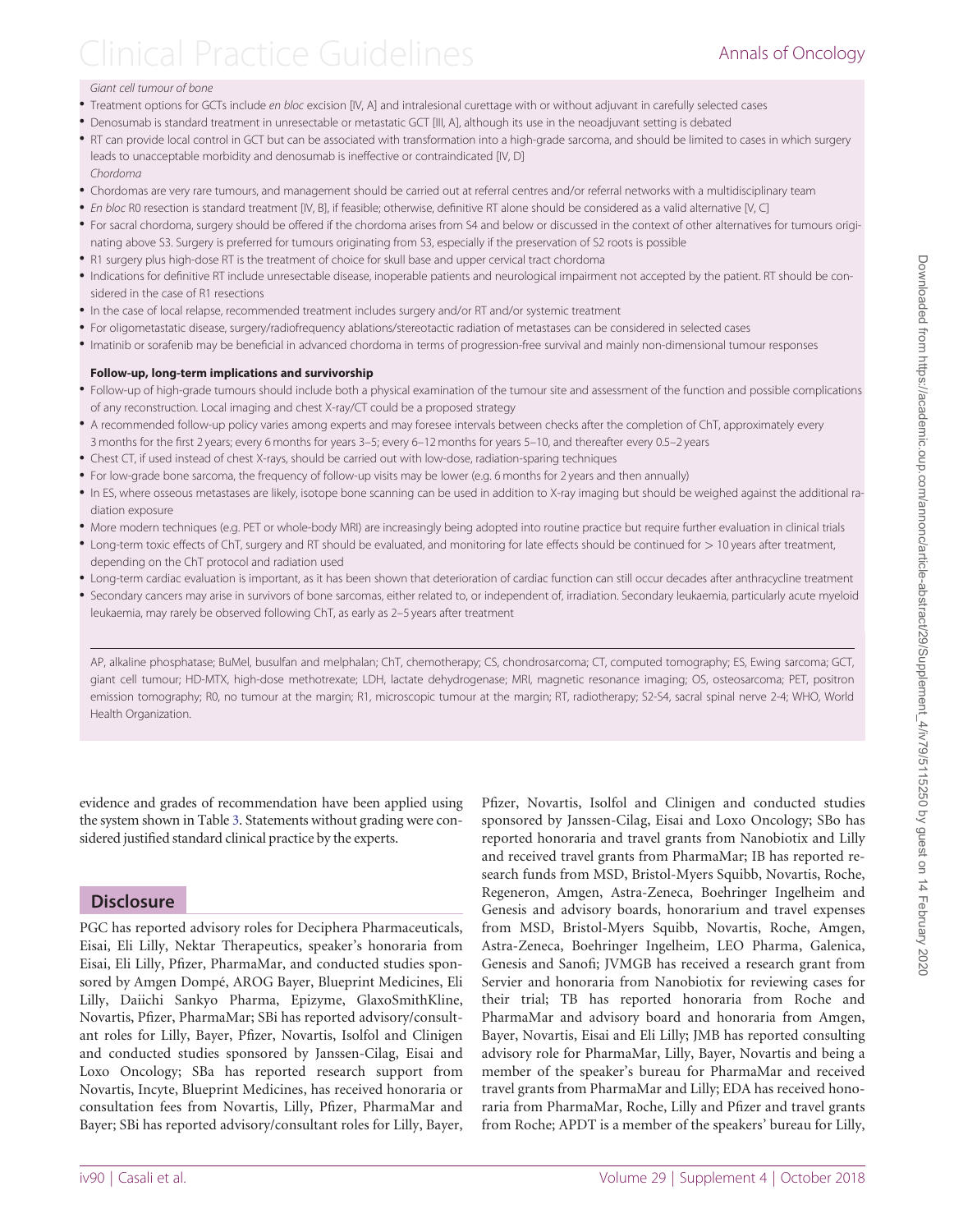*Giant cell tumour of bone*

- Treatment options for GCTs include *en bloc* excision [IV, A] and intralesional curettage with or without adjuvant in carefully selected cases
- Denosumab is standard treatment in unresectable or metastatic GCT [III, A], although its use in the neoadjuvant setting is debated
- RT can provide local control in GCT but can be associated with transformation into a high-grade sarcoma, and should be limited to cases in which surgery leads to unacceptable morbidity and denosumab is ineffective or contraindicated [IV, D]

*Chordoma*

- Chordomas are very rare tumours, and management should be carried out at referral centres and/or referral networks with a multidisciplinary team
- *En bloc* R0 resection is standard treatment [IV, B], if feasible; otherwise, definitive RT alone should be considered as a valid alternative [V, C]
- For sacral chordoma, surgery should be offered if the chordoma arises from S4 and below or discussed in the context of other alternatives for tumours originating above S3. Surgery is preferred for tumours originating from S3, especially if the preservation of S2 roots is possible
- R1 surgery plus high-dose RT is the treatment of choice for skull base and upper cervical tract chordoma
- Indications for definitive RT include unresectable disease, inoperable patients and neurological impairment not accepted by the patient. RT should be considered in the case of R1 resections
- In the case of local relapse, recommended treatment includes surgery and/or RT and/or systemic treatment
- For oligometastatic disease, surgery/radiofrequency ablations/stereotactic radiation of metastases can be considered in selected cases
- Imatinib or sorafenib may be beneficial in advanced chordoma in terms of progression-free survival and mainly non-dimensional tumour responses

**Follow-up, long-term implications and survivorship**

- Follow-up of high-grade tumours should include both a physical examination of the tumour site and assessment of the function and possible complications of any reconstruction. Local imaging and chest X-ray/CT could be a proposed strategy
- A recommended follow-up policy varies among experts and may foresee intervals between checks after the completion of ChT, approximately every 3 months for the first 2 years; every 6 months for years 3–5; every 6–12 months for years 5–10, and thereafter every 0.5–2 years
- Chest CT, if used instead of chest X-rays, should be carried out with low-dose, radiation-sparing techniques
- For low-grade bone sarcoma, the frequency of follow-up visits may be lower (e.g. 6 months for 2 years and then annually)
- In ES, where osseous metastases are likely, isotope bone scanning can be used in addition to X-ray imaging but should be weighed against the additional radiation exposure
- More modern techniques (e.g. PET or whole-body MRI) are increasingly being adopted into routine practice but require further evaluation in clinical trials
- Long-term toxic effects of ChT, surgery and RT should be evaluated, and monitoring for late effects should be continued for > 10 years after treatment, depending on the ChT protocol and radiation used
- Long-term cardiac evaluation is important, as it has been shown that deterioration of cardiac function can still occur decades after anthracycline treatment
- Secondary cancers may arise in survivors of bone sarcomas, either related to, or independent of, irradiation. Secondary leukaemia, particularly acute myeloid leukaemia, may rarely be observed following ChT, as early as 2–5 years after treatment

AP, alkaline phosphatase; BuMel, busulfan and melphalan; ChT, chemotherapy; CS, chondrosarcoma; CT, computed tomography; ES, Ewing sarcoma; GCT, giant cell tumour; HD-MTX, high-dose methotrexate; LDH, lactate dehydrogenase; MRI, magnetic resonance imaging; OS, osteosarcoma; PET, positron emission tomography; R0, no tumour at the margin; R1, microscopic tumour at the margin; RT, radiotherapy; S2-S4, sacral spinal nerve 2-4; WHO, World Health Organization.

evidence and grades of recommendation have been applied using the system shown in Table 3. Statements without grading were considered justified standard clinical practice by the experts.

## Disclosure

PGC has reported advisory roles for Deciphera Pharmaceuticals, Eisai, Eli Lilly, Nektar Therapeutics, speaker's honoraria from Eisai, Eli Lilly, Pfizer, PharmaMar, and conducted studies sponsored by Amgen Dompé, AROG Bayer, Blueprint Medicines, Eli Lilly, Daiichi Sankyo Pharma, Epizyme, GlaxoSmithKline, Novartis, Pfizer, PharmaMar; SBi has reported advisory/consultant roles for Lilly, Bayer, Pfizer, Novartis, Isolfol and Clinigen and conducted studies sponsored by Janssen-Cilag, Eisai and Loxo Oncology; SBa has reported research support from Novartis, Incyte, Blueprint Medicines, has received honoraria or consultation fees from Novartis, Lilly, Pfizer, PharmaMar and Bayer; SBi has reported advisory/consultant roles for Lilly, Bayer, Pfizer, Novartis, Isolfol and Clinigen and conducted studies sponsored by Janssen-Cilag, Eisai and Loxo Oncology; SBo has reported honoraria and travel grants from Nanobiotix and Lilly and received travel grants from PharmaMar; IB has reported research funds from MSD, Bristol-Myers Squibb, Novartis, Roche, Regeneron, Amgen, Astra-Zeneca, Boehringer Ingelheim and Genesis and advisory boards, honorarium and travel expenses from MSD, Bristol-Myers Squibb, Novartis, Roche, Amgen, Astra-Zeneca, Boehringer Ingelheim, LEO Pharma, Galenica, Genesis and Sanofi; JVMGB has received a research grant from Servier and honoraria from Nanobiotix for reviewing cases for their trial; TB has reported honoraria from Roche and PharmaMar and advisory board and honoraria from Amgen, Bayer, Novartis, Eisai and Eli Lilly; JMB has reported consulting advisory role for PharmaMar, Lilly, Bayer, Novartis and being a member of the speaker's bureau for PharmaMar and received travel grants from PharmaMar and Lilly; EDA has received honoraria from PharmaMar, Roche, Lilly and Pfizer and travel grants from Roche; APDT is a member of the speakers' bureau for Lilly,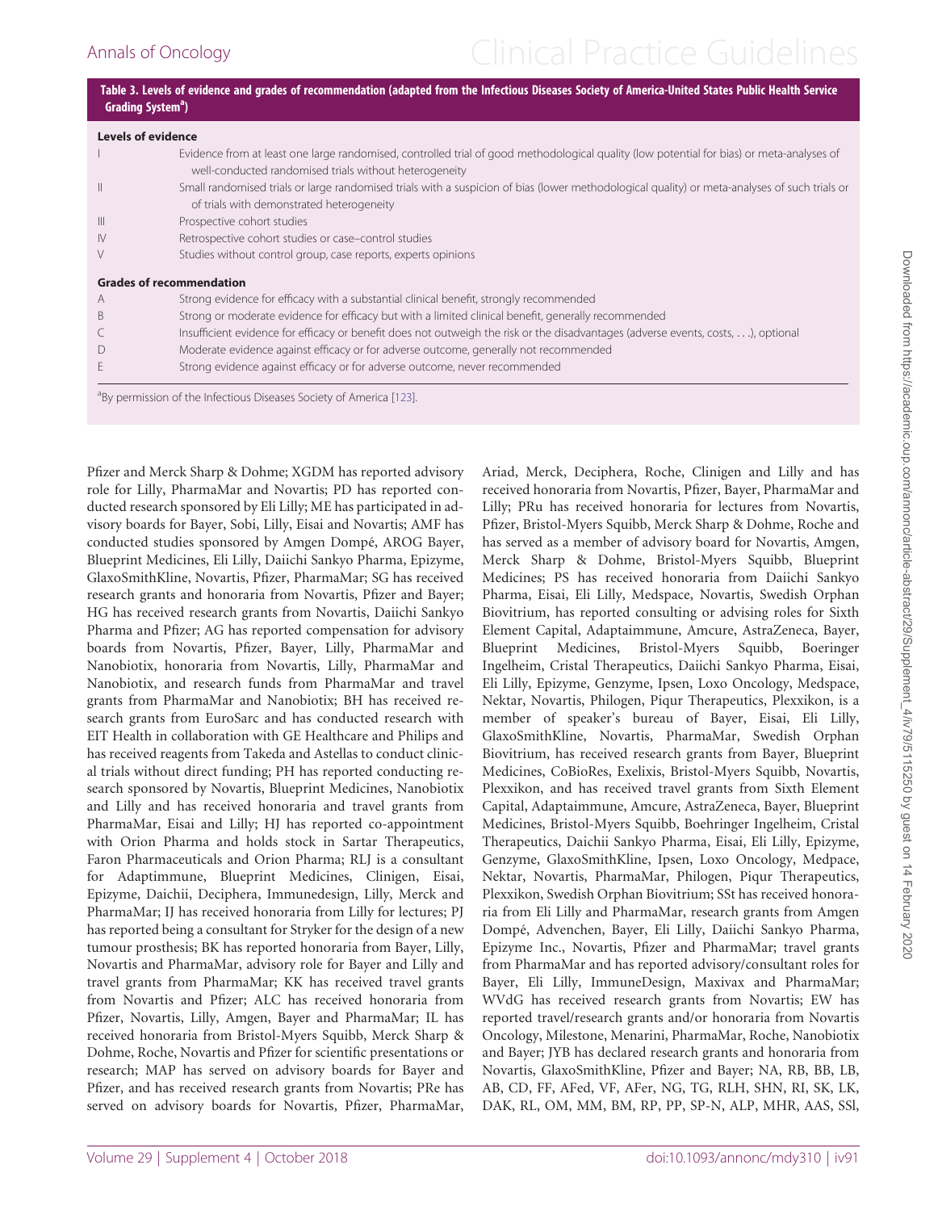**Table 3. Levels of evidence and grades of recommendation (adapted from the Infectious Diseases Society of America-United States Public Health Service Grading System[a])**

| **Levels of evidence** | |
|---|---|
| I | Evidence from at least one large randomised, controlled trial of good methodological quality (low potential for bias) or meta-analyses of well-conducted randomised trials without heterogeneity |
| II | Small randomised trials or large randomised trials with a suspicion of bias (lower methodological quality) or meta-analyses of such trials or of trials with demonstrated heterogeneity |
| III | Prospective cohort studies |
| IV | Retrospective cohort studies or case–control studies |
| V | Studies without control group, case reports, experts opinions |
| **Grades of recommendation** | |
| A | Strong evidence for efficacy with a substantial clinical benefit, strongly recommended |
| B | Strong or moderate evidence for efficacy but with a limited clinical benefit, generally recommended |
| C | Insufficient evidence for efficacy or benefit does not outweigh the risk or the disadvantages (adverse events, costs, . . .), optional |
| D | Moderate evidence against efficacy or for adverse outcome, generally not recommended |
| E | Strong evidence against efficacy or for adverse outcome, never recommended |

[a]By permission of the Infectious Diseases Society of America [123].

Pfizer and Merck Sharp & Dohme; XGDM has reported advisory role for Lilly, PharmaMar and Novartis; PD has reported conducted research sponsored by Eli Lilly; ME has participated in advisory boards for Bayer, Sobi, Lilly, Eisai and Novartis; AMF has conducted studies sponsored by Amgen Dompé, AROG Bayer, Blueprint Medicines, Eli Lilly, Daiichi Sankyo Pharma, Epizyme, GlaxoSmithKline, Novartis, Pfizer, PharmaMar; SG has received research grants and honoraria from Novartis, Pfizer and Bayer; HG has received research grants from Novartis, Daiichi Sankyo Pharma and Pfizer; AG has reported compensation for advisory boards from Novartis, Pfizer, Bayer, Lilly, PharmaMar and Nanobiotix, honoraria from Novartis, Lilly, PharmaMar and Nanobiotix, and research funds from PharmaMar and travel grants from PharmaMar and Nanobiotix; BH has received research grants from EuroSarc and has conducted research with EIT Health in collaboration with GE Healthcare and Philips and has received reagents from Takeda and Astellas to conduct clinical trials without direct funding; PH has reported conducting research sponsored by Novartis, Blueprint Medicines, Nanobiotix and Lilly and has received honoraria and travel grants from PharmaMar, Eisai and Lilly; HJ has reported co-appointment with Orion Pharma and holds stock in Sartar Therapeutics, Faron Pharmaceuticals and Orion Pharma; RLJ is a consultant for Adaptimmune, Blueprint Medicines, Clinigen, Eisai, Epizyme, Daichii, Deciphera, Immunedesign, Lilly, Merck and PharmaMar; IJ has received honoraria from Lilly for lectures; PJ has reported being a consultant for Stryker for the design of a new tumour prosthesis; BK has reported honoraria from Bayer, Lilly, Novartis and PharmaMar, advisory role for Bayer and Lilly and travel grants from PharmaMar; KK has received travel grants from Novartis and Pfizer; ALC has received honoraria from Pfizer, Novartis, Lilly, Amgen, Bayer and PharmaMar; IL has received honoraria from Bristol-Myers Squibb, Merck Sharp & Dohme, Roche, Novartis and Pfizer for scientific presentations or research; MAP has served on advisory boards for Bayer and Pfizer, and has received research grants from Novartis; PRe has served on advisory boards for Novartis, Pfizer, PharmaMar, Ariad, Merck, Deciphera, Roche, Clinigen and Lilly and has received honoraria from Novartis, Pfizer, Bayer, PharmaMar and Lilly; PRu has received honoraria for lectures from Novartis, Pfizer, Bristol-Myers Squibb, Merck Sharp & Dohme, Roche and has served as a member of advisory board for Novartis, Amgen, Merck Sharp & Dohme, Bristol-Myers Squibb, Blueprint Medicines; PS has received honoraria from Daiichi Sankyo Pharma, Eisai, Eli Lilly, Medspace, Novartis, Swedish Orphan Biovitrium, has reported consulting or advising roles for Sixth Element Capital, Adaptaimmune, Amcure, AstraZeneca, Bayer, Blueprint Medicines, Bristol-Myers Squibb, Boeringer Ingelheim, Cristal Therapeutics, Daiichi Sankyo Pharma, Eisai, Eli Lilly, Epizyme, Genzyme, Ipsen, Loxo Oncology, Medspace, Nektar, Novartis, Philogen, Piqur Therapeutics, Plexxikon, is a member of speaker's bureau of Bayer, Eisai, Eli Lilly, GlaxoSmithKline, Novartis, PharmaMar, Swedish Orphan Biovitrium, has received research grants from Bayer, Blueprint Medicines, CoBioRes, Exelixis, Bristol-Myers Squibb, Novartis, Plexxikon, and has received travel grants from Sixth Element Capital, Adaptaimmune, Amcure, AstraZeneca, Bayer, Blueprint Medicines, Bristol-Myers Squibb, Boehringer Ingelheim, Cristal Therapeutics, Daichii Sankyo Pharma, Eisai, Eli Lilly, Epizyme, Genzyme, GlaxoSmithKline, Ipsen, Loxo Oncology, Medpace, Nektar, Novartis, PharmaMar, Philogen, Piqur Therapeutics, Plexxikon, Swedish Orphan Biovitrium; SSt has received honoraria from Eli Lilly and PharmaMar, research grants from Amgen Dompé, Advenchen, Bayer, Eli Lilly, Daiichi Sankyo Pharma, Epizyme Inc., Novartis, Pfizer and PharmaMar; travel grants from PharmaMar and has reported advisory/consultant roles for Bayer, Eli Lilly, ImmuneDesign, Maxivax and PharmaMar; WVdG has received research grants from Novartis; EW has reported travel/research grants and/or honoraria from Novartis Oncology, Milestone, Menarini, PharmaMar, Roche, Nanobiotix and Bayer; JYB has declared research grants and honoraria from Novartis, GlaxoSmithKline, Pfizer and Bayer; NA, RB, BB, LB, AB, CD, FF, AFed, VF, AFer, NG, TG, RLH, SHN, RI, SK, LK, DAK, RL, OM, MM, BM, RP, PP, SP-N, ALP, MHR, AAS, SSl,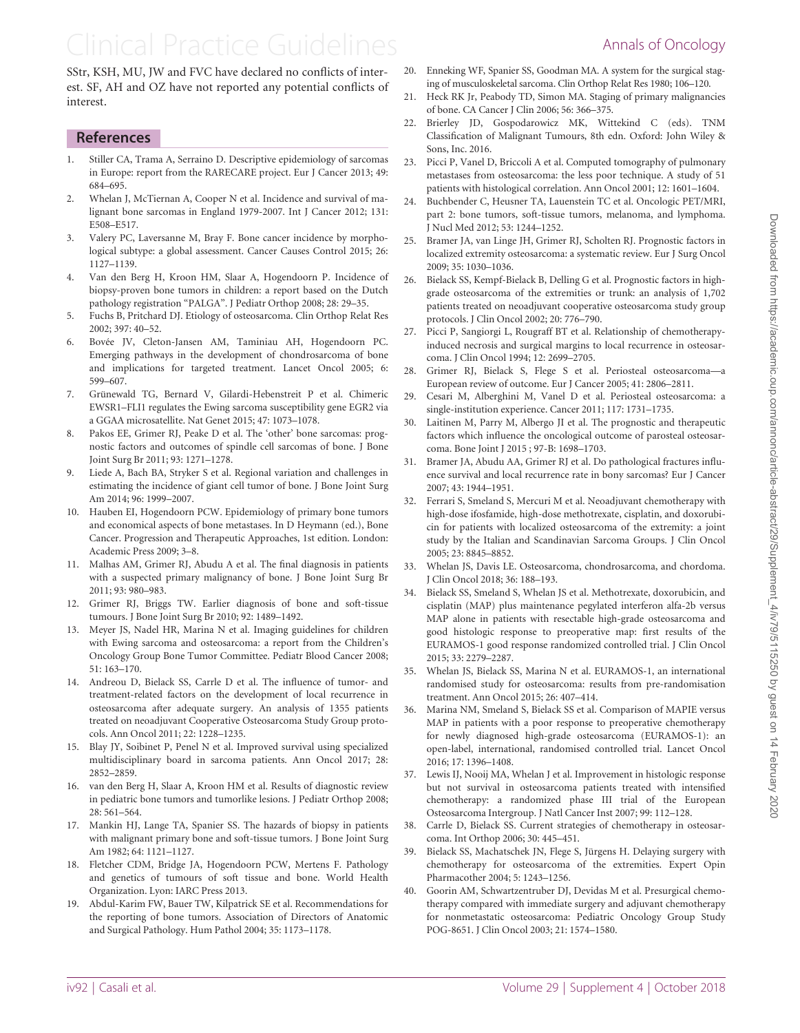SStr, KSH, MU, JW and FVC have declared no conflicts of interest. SF, AH and OZ have not reported any potential conflicts of interest.

## References

1. Stiller CA, Trama A, Serraino D. Descriptive epidemiology of sarcomas in Europe: report from the RARECARE project. Eur J Cancer 2013; 49: 684–695.
2. Whelan J, McTiernan A, Cooper N et al. Incidence and survival of malignant bone sarcomas in England 1979-2007. Int J Cancer 2012; 131: E508–E517.
3. Valery PC, Laversanne M, Bray F. Bone cancer incidence by morphological subtype: a global assessment. Cancer Causes Control 2015; 26: 1127–1139.
4. Van den Berg H, Kroon HM, Slaar A, Hogendoorn P. Incidence of biopsy-proven bone tumors in children: a report based on the Dutch pathology registration "PALGA". J Pediatr Orthop 2008; 28: 29–35.
5. Fuchs B, Pritchard DJ. Etiology of osteosarcoma. Clin Orthop Relat Res 2002; 397: 40–52.
6. Bovée JV, Cleton-Jansen AM, Taminiau AH, Hogendoorn PC. Emerging pathways in the development of chondrosarcoma of bone and implications for targeted treatment. Lancet Oncol 2005; 6: 599–607.
7. Grünewald TG, Bernard V, Gilardi-Hebenstreit P et al. Chimeric EWSR1–FLI1 regulates the Ewing sarcoma susceptibility gene EGR2 via a GGAA microsatellite. Nat Genet 2015; 47: 1073–1078.
8. Pakos EE, Grimer RJ, Peake D et al. The 'other' bone sarcomas: prognostic factors and outcomes of spindle cell sarcomas of bone. J Bone Joint Surg Br 2011; 93: 1271–1278.
9. Liede A, Bach BA, Stryker S et al. Regional variation and challenges in estimating the incidence of giant cell tumor of bone. J Bone Joint Surg Am 2014; 96: 1999–2007.
10. Hauben EI, Hogendoorn PCW. Epidemiology of primary bone tumors and economical aspects of bone metastases. In D Heymann (ed.), Bone Cancer. Progression and Therapeutic Approaches, 1st edition. London: Academic Press 2009; 3–8.
11. Malhas AM, Grimer RJ, Abudu A et al. The final diagnosis in patients with a suspected primary malignancy of bone. J Bone Joint Surg Br 2011; 93: 980–983.
12. Grimer RJ, Briggs TW. Earlier diagnosis of bone and soft-tissue tumours. J Bone Joint Surg Br 2010; 92: 1489–1492.
13. Meyer JS, Nadel HR, Marina N et al. Imaging guidelines for children with Ewing sarcoma and osteosarcoma: a report from the Children's Oncology Group Bone Tumor Committee. Pediatr Blood Cancer 2008; 51: 163–170.
14. Andreou D, Bielack SS, Carrle D et al. The influence of tumor- and treatment-related factors on the development of local recurrence in osteosarcoma after adequate surgery. An analysis of 1355 patients treated on neoadjuvant Cooperative Osteosarcoma Study Group protocols. Ann Oncol 2011; 22: 1228–1235.
15. Blay JY, Soibinet P, Penel N et al. Improved survival using specialized multidisciplinary board in sarcoma patients. Ann Oncol 2017; 28: 2852–2859.
16. van den Berg H, Slaar A, Kroon HM et al. Results of diagnostic review in pediatric bone tumors and tumorlike lesions. J Pediatr Orthop 2008; 28: 561–564.
17. Mankin HJ, Lange TA, Spanier SS. The hazards of biopsy in patients with malignant primary bone and soft-tissue tumors. J Bone Joint Surg Am 1982; 64: 1121–1127.
18. Fletcher CDM, Bridge JA, Hogendoorn PCW, Mertens F. Pathology and genetics of tumours of soft tissue and bone. World Health Organization. Lyon: IARC Press 2013.
19. Abdul-Karim FW, Bauer TW, Kilpatrick SE et al. Recommendations for the reporting of bone tumors. Association of Directors of Anatomic and Surgical Pathology. Hum Pathol 2004; 35: 1173–1178.
20. Enneking WF, Spanier SS, Goodman MA. A system for the surgical staging of musculoskeletal sarcoma. Clin Orthop Relat Res 1980; 106–120.
21. Heck RK Jr, Peabody TD, Simon MA. Staging of primary malignancies of bone. CA Cancer J Clin 2006; 56: 366–375.
22. Brierley JD, Gospodarowicz MK, Wittekind C (eds). TNM Classification of Malignant Tumours, 8th edn. Oxford: John Wiley & Sons, Inc. 2016.
23. Picci P, Vanel D, Briccoli A et al. Computed tomography of pulmonary metastases from osteosarcoma: the less poor technique. A study of 51 patients with histological correlation. Ann Oncol 2001; 12: 1601–1604.
24. Buchbender C, Heusner TA, Lauenstein TC et al. Oncologic PET/MRI, part 2: bone tumors, soft-tissue tumors, melanoma, and lymphoma. J Nucl Med 2012; 53: 1244–1252.
25. Bramer JA, van Linge JH, Grimer RJ, Scholten RJ. Prognostic factors in localized extremity osteosarcoma: a systematic review. Eur J Surg Oncol 2009; 35: 1030–1036.
26. Bielack SS, Kempf-Bielack B, Delling G et al. Prognostic factors in high-grade osteosarcoma of the extremities or trunk: an analysis of 1,702 patients treated on neoadjuvant cooperative osteosarcoma study group protocols. J Clin Oncol 2002; 20: 776–790.
27. Picci P, Sangiorgi L, Rougraff BT et al. Relationship of chemotherapy-induced necrosis and surgical margins to local recurrence in osteosarcoma. J Clin Oncol 1994; 12: 2699–2705.
28. Grimer RJ, Bielack S, Flege S et al. Periosteal osteosarcoma—a European review of outcome. Eur J Cancer 2005; 41: 2806–2811.
29. Cesari M, Alberghini M, Vanel D et al. Periosteal osteosarcoma: a single-institution experience. Cancer 2011; 117: 1731–1735.
30. Laitinen M, Parry M, Albergo JI et al. The prognostic and therapeutic factors which influence the oncological outcome of parosteal osteosarcoma. Bone Joint J 2015 ; 97-B: 1698–1703.
31. Bramer JA, Abudu AA, Grimer RJ et al. Do pathological fractures influence survival and local recurrence rate in bony sarcomas? Eur J Cancer 2007; 43: 1944–1951.
32. Ferrari S, Smeland S, Mercuri M et al. Neoadjuvant chemotherapy with high-dose ifosfamide, high-dose methotrexate, cisplatin, and doxorubicin for patients with localized osteosarcoma of the extremity: a joint study by the Italian and Scandinavian Sarcoma Groups. J Clin Oncol 2005; 23: 8845–8852.
33. Whelan JS, Davis LE. Osteosarcoma, chondrosarcoma, and chordoma. J Clin Oncol 2018; 36: 188–193.
34. Bielack SS, Smeland S, Whelan JS et al. Methotrexate, doxorubicin, and cisplatin (MAP) plus maintenance pegylated interferon alfa-2b versus MAP alone in patients with resectable high-grade osteosarcoma and good histologic response to preoperative map: first results of the EURAMOS-1 good response randomized controlled trial. J Clin Oncol 2015; 33: 2279–2287.
35. Whelan JS, Bielack SS, Marina N et al. EURAMOS-1, an international randomised study for osteosarcoma: results from pre-randomisation treatment. Ann Oncol 2015; 26: 407–414.
36. Marina NM, Smeland S, Bielack SS et al. Comparison of MAPIE versus MAP in patients with a poor response to preoperative chemotherapy for newly diagnosed high-grade osteosarcoma (EURAMOS-1): an open-label, international, randomised controlled trial. Lancet Oncol 2016; 17: 1396–1408.
37. Lewis IJ, Nooij MA, Whelan J et al. Improvement in histologic response but not survival in osteosarcoma patients treated with intensified chemotherapy: a randomized phase III trial of the European Osteosarcoma Intergroup. J Natl Cancer Inst 2007; 99: 112–128.
38. Carrle D, Bielack SS. Current strategies of chemotherapy in osteosarcoma. Int Orthop 2006; 30: 445–451.
39. Bielack SS, Machatschek JN, Flege S, Jürgens H. Delaying surgery with chemotherapy for osteosarcoma of the extremities. Expert Opin Pharmacother 2004; 5: 1243–1256.
40. Goorin AM, Schwartzentruber DJ, Devidas M et al. Presurgical chemotherapy compared with immediate surgery and adjuvant chemotherapy for nonmetastatic osteosarcoma: Pediatric Oncology Group Study POG-8651. J Clin Oncol 2003; 21: 1574–1580.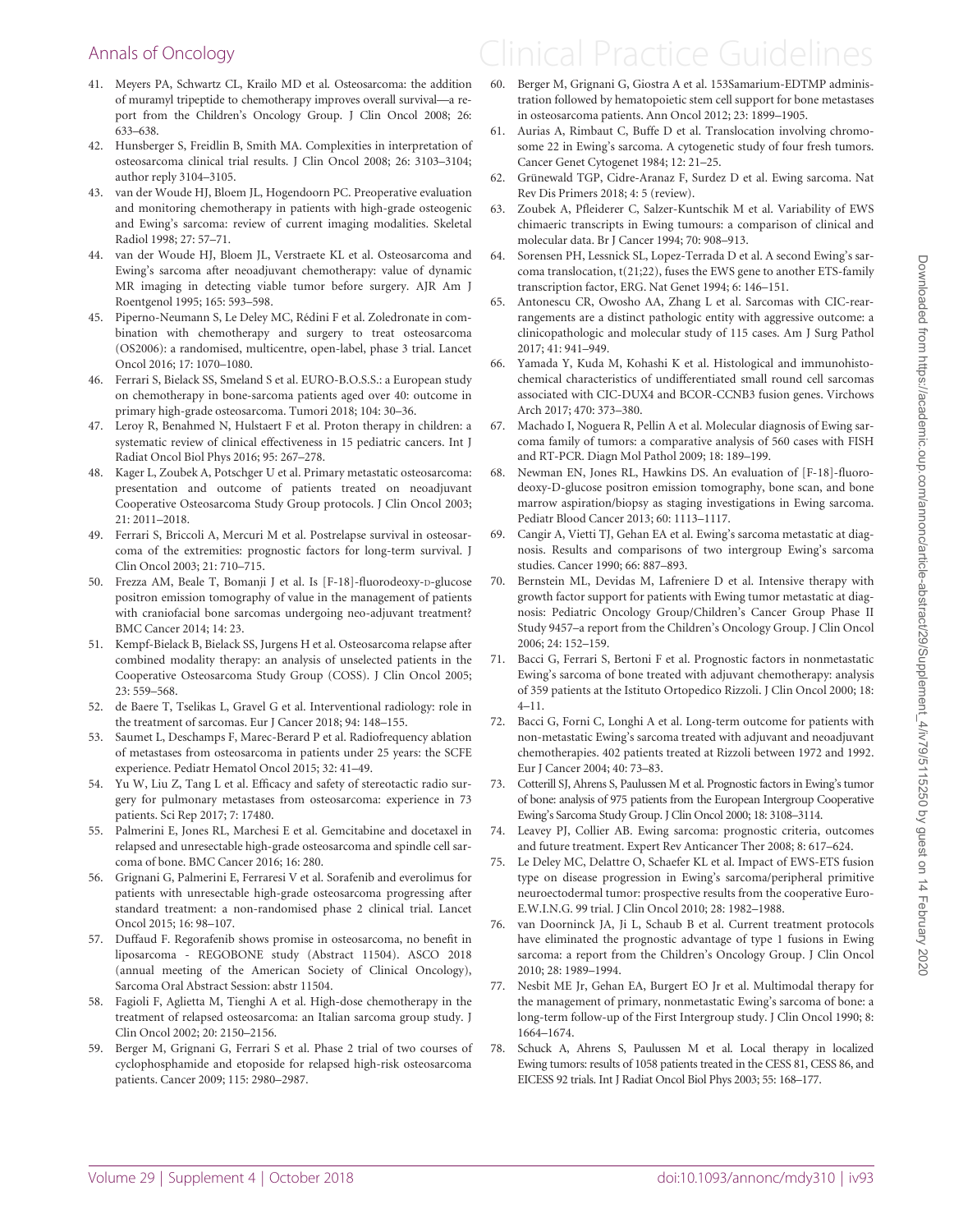41. Meyers PA, Schwartz CL, Krailo MD et al. Osteosarcoma: the addition of muramyl tripeptide to chemotherapy improves overall survival—a report from the Children's Oncology Group. J Clin Oncol 2008; 26: 633–638.
42. Hunsberger S, Freidlin B, Smith MA. Complexities in interpretation of osteosarcoma clinical trial results. J Clin Oncol 2008; 26: 3103–3104; author reply 3104–3105.
43. van der Woude HJ, Bloem JL, Hogendoorn PC. Preoperative evaluation and monitoring chemotherapy in patients with high-grade osteogenic and Ewing's sarcoma: review of current imaging modalities. Skeletal Radiol 1998; 27: 57–71.
44. van der Woude HJ, Bloem JL, Verstraete KL et al. Osteosarcoma and Ewing's sarcoma after neoadjuvant chemotherapy: value of dynamic MR imaging in detecting viable tumor before surgery. AJR Am J Roentgenol 1995; 165: 593–598.
45. Piperno-Neumann S, Le Deley MC, Rédini F et al. Zoledronate in combination with chemotherapy and surgery to treat osteosarcoma (OS2006): a randomised, multicentre, open-label, phase 3 trial. Lancet Oncol 2016; 17: 1070–1080.
46. Ferrari S, Bielack SS, Smeland S et al. EURO-B.O.S.S.: a European study on chemotherapy in bone-sarcoma patients aged over 40: outcome in primary high-grade osteosarcoma. Tumori 2018; 104: 30–36.
47. Leroy R, Benahmed N, Hulstaert F et al. Proton therapy in children: a systematic review of clinical effectiveness in 15 pediatric cancers. Int J Radiat Oncol Biol Phys 2016; 95: 267–278.
48. Kager L, Zoubek A, Potschger U et al. Primary metastatic osteosarcoma: presentation and outcome of patients treated on neoadjuvant Cooperative Osteosarcoma Study Group protocols. J Clin Oncol 2003; 21: 2011–2018.
49. Ferrari S, Briccoli A, Mercuri M et al. Postrelapse survival in osteosarcoma of the extremities: prognostic factors for long-term survival. J Clin Oncol 2003; 21: 710–715.
50. Frezza AM, Beale T, Bomanji J et al. Is [F-18]-fluorodeoxy-D-glucose positron emission tomography of value in the management of patients with craniofacial bone sarcomas undergoing neo-adjuvant treatment? BMC Cancer 2014; 14: 23.
51. Kempf-Bielack B, Bielack SS, Jurgens H et al. Osteosarcoma relapse after combined modality therapy: an analysis of unselected patients in the Cooperative Osteosarcoma Study Group (COSS). J Clin Oncol 2005; 23: 559–568.
52. de Baere T, Tselikas L, Gravel G et al. Interventional radiology: role in the treatment of sarcomas. Eur J Cancer 2018; 94: 148–155.
53. Saumet L, Deschamps F, Marec-Berard P et al. Radiofrequency ablation of metastases from osteosarcoma in patients under 25 years: the SCFE experience. Pediatr Hematol Oncol 2015; 32: 41–49.
54. Yu W, Liu Z, Tang L et al. Efficacy and safety of stereotactic radio surgery for pulmonary metastases from osteosarcoma: experience in 73 patients. Sci Rep 2017; 7: 17480.
55. Palmerini E, Jones RL, Marchesi E et al. Gemcitabine and docetaxel in relapsed and unresectable high-grade osteosarcoma and spindle cell sarcoma of bone. BMC Cancer 2016; 16: 280.
56. Grignani G, Palmerini E, Ferraresi V et al. Sorafenib and everolimus for patients with unresectable high-grade osteosarcoma progressing after standard treatment: a non-randomised phase 2 clinical trial. Lancet Oncol 2015; 16: 98–107.
57. Duffaud F. Regorafenib shows promise in osteosarcoma, no benefit in liposarcoma - REGOBONE study (Abstract 11504). ASCO 2018 (annual meeting of the American Society of Clinical Oncology), Sarcoma Oral Abstract Session: abstr 11504.
58. Fagioli F, Aglietta M, Tienghi A et al. High-dose chemotherapy in the treatment of relapsed osteosarcoma: an Italian sarcoma group study. J Clin Oncol 2002; 20: 2150–2156.
59. Berger M, Grignani G, Ferrari S et al. Phase 2 trial of two courses of cyclophosphamide and etoposide for relapsed high-risk osteosarcoma patients. Cancer 2009; 115: 2980–2987.
60. Berger M, Grignani G, Giostra A et al. 153Samarium-EDTMP administration followed by hematopoietic stem cell support for bone metastases in osteosarcoma patients. Ann Oncol 2012; 23: 1899–1905.
61. Aurias A, Rimbaut C, Buffe D et al. Translocation involving chromosome 22 in Ewing's sarcoma. A cytogenetic study of four fresh tumors. Cancer Genet Cytogenet 1984; 12: 21–25.
62. Grünewald TGP, Cidre-Aranaz F, Surdez D et al. Ewing sarcoma. Nat Rev Dis Primers 2018; 4: 5 (review).
63. Zoubek A, Pfleiderer C, Salzer-Kuntschik M et al. Variability of EWS chimaeric transcripts in Ewing tumours: a comparison of clinical and molecular data. Br J Cancer 1994; 70: 908–913.
64. Sorensen PH, Lessnick SL, Lopez-Terrada D et al. A second Ewing's sarcoma translocation, t(21;22), fuses the EWS gene to another ETS-family transcription factor, ERG. Nat Genet 1994; 6: 146–151.
65. Antonescu CR, Owosho AA, Zhang L et al. Sarcomas with CIC-rearrangements are a distinct pathologic entity with aggressive outcome: a clinicopathologic and molecular study of 115 cases. Am J Surg Pathol 2017; 41: 941–949.
66. Yamada Y, Kuda M, Kohashi K et al. Histological and immunohistochemical characteristics of undifferentiated small round cell sarcomas associated with CIC-DUX4 and BCOR-CCNB3 fusion genes. Virchows Arch 2017; 470: 373–380.
67. Machado I, Noguera R, Pellin A et al. Molecular diagnosis of Ewing sarcoma family of tumors: a comparative analysis of 560 cases with FISH and RT-PCR. Diagn Mol Pathol 2009; 18: 189–199.
68. Newman EN, Jones RL, Hawkins DS. An evaluation of [F-18]-fluorodeoxy-D-glucose positron emission tomography, bone scan, and bone marrow aspiration/biopsy as staging investigations in Ewing sarcoma. Pediatr Blood Cancer 2013; 60: 1113–1117.
69. Cangir A, Vietti TJ, Gehan EA et al. Ewing's sarcoma metastatic at diagnosis. Results and comparisons of two intergroup Ewing's sarcoma studies. Cancer 1990; 66: 887–893.
70. Bernstein ML, Devidas M, Lafreniere D et al. Intensive therapy with growth factor support for patients with Ewing tumor metastatic at diagnosis: Pediatric Oncology Group/Children's Cancer Group Phase II Study 9457–a report from the Children's Oncology Group. J Clin Oncol 2006; 24: 152–159.
71. Bacci G, Ferrari S, Bertoni F et al. Prognostic factors in nonmetastatic Ewing's sarcoma of bone treated with adjuvant chemotherapy: analysis of 359 patients at the Istituto Ortopedico Rizzoli. J Clin Oncol 2000; 18: 4–11.
72. Bacci G, Forni C, Longhi A et al. Long-term outcome for patients with non-metastatic Ewing's sarcoma treated with adjuvant and neoadjuvant chemotherapies. 402 patients treated at Rizzoli between 1972 and 1992. Eur J Cancer 2004; 40: 73–83.
73. Cotterill SJ, Ahrens S, Paulussen M et al. Prognostic factors in Ewing's tumor of bone: analysis of 975 patients from the European Intergroup Cooperative Ewing's Sarcoma Study Group. J Clin Oncol 2000; 18: 3108–3114.
74. Leavey PJ, Collier AB. Ewing sarcoma: prognostic criteria, outcomes and future treatment. Expert Rev Anticancer Ther 2008; 8: 617–624.
75. Le Deley MC, Delattre O, Schaefer KL et al. Impact of EWS-ETS fusion type on disease progression in Ewing's sarcoma/peripheral primitive neuroectodermal tumor: prospective results from the cooperative Euro-E.W.I.N.G. 99 trial. J Clin Oncol 2010; 28: 1982–1988.
76. van Doorninck JA, Ji L, Schaub B et al. Current treatment protocols have eliminated the prognostic advantage of type 1 fusions in Ewing sarcoma: a report from the Children's Oncology Group. J Clin Oncol 2010; 28: 1989–1994.
77. Nesbit ME Jr, Gehan EA, Burgert EO Jr et al. Multimodal therapy for the management of primary, nonmetastatic Ewing's sarcoma of bone: a long-term follow-up of the First Intergroup study. J Clin Oncol 1990; 8: 1664–1674.
78. Schuck A, Ahrens S, Paulussen M et al. Local therapy in localized Ewing tumors: results of 1058 patients treated in the CESS 81, CESS 86, and EICESS 92 trials. Int J Radiat Oncol Biol Phys 2003; 55: 168–177.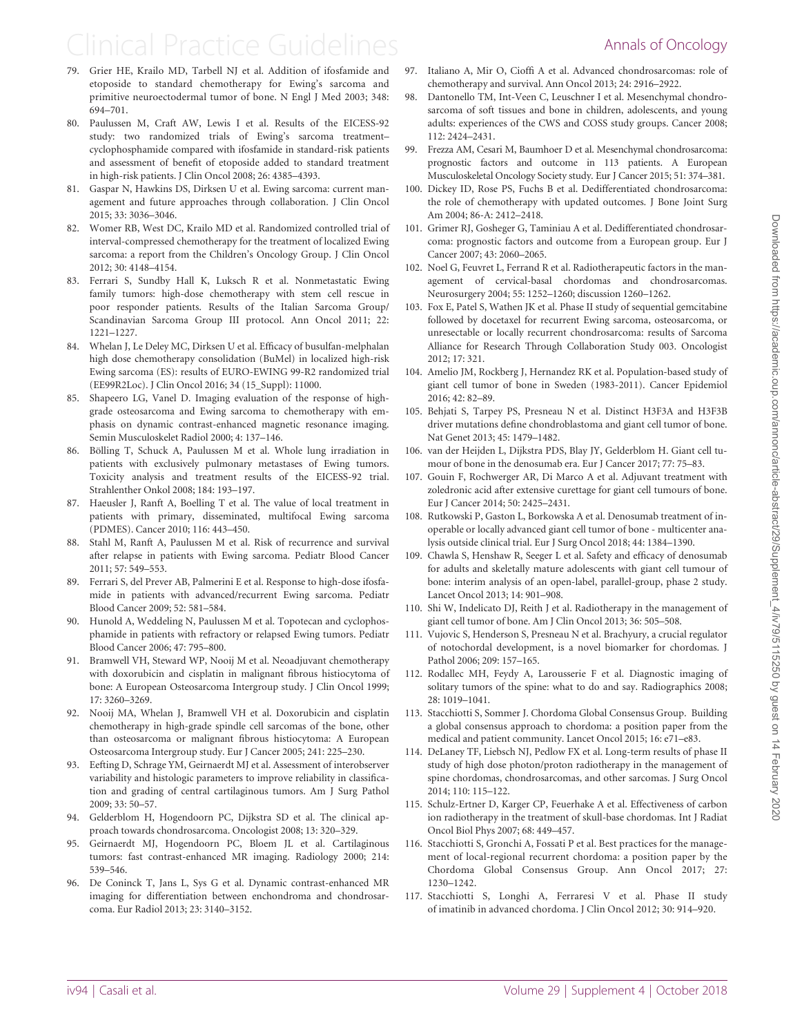79. Grier HE, Krailo MD, Tarbell NJ et al. Addition of ifosfamide and etoposide to standard chemotherapy for Ewing's sarcoma and primitive neuroectodermal tumor of bone. N Engl J Med 2003; 348: 694–701.
80. Paulussen M, Craft AW, Lewis I et al. Results of the EICESS-92 study: two randomized trials of Ewing's sarcoma treatment–cyclophosphamide compared with ifosfamide in standard-risk patients and assessment of benefit of etoposide added to standard treatment in high-risk patients. J Clin Oncol 2008; 26: 4385–4393.
81. Gaspar N, Hawkins DS, Dirksen U et al. Ewing sarcoma: current management and future approaches through collaboration. J Clin Oncol 2015; 33: 3036–3046.
82. Womer RB, West DC, Krailo MD et al. Randomized controlled trial of interval-compressed chemotherapy for the treatment of localized Ewing sarcoma: a report from the Children's Oncology Group. J Clin Oncol 2012; 30: 4148–4154.
83. Ferrari S, Sundby Hall K, Luksch R et al. Nonmetastatic Ewing family tumors: high-dose chemotherapy with stem cell rescue in poor responder patients. Results of the Italian Sarcoma Group/Scandinavian Sarcoma Group III protocol. Ann Oncol 2011; 22: 1221–1227.
84. Whelan J, Le Deley MC, Dirksen U et al. Efficacy of busulfan-melphalan high dose chemotherapy consolidation (BuMel) in localized high-risk Ewing sarcoma (ES): results of EURO-EWING 99-R2 randomized trial (EE99R2Loc). J Clin Oncol 2016; 34 (15_Suppl): 11000.
85. Shapeero LG, Vanel D. Imaging evaluation of the response of high-grade osteosarcoma and Ewing sarcoma to chemotherapy with emphasis on dynamic contrast-enhanced magnetic resonance imaging. Semin Musculoskelet Radiol 2000; 4: 137–146.
86. Bölling T, Schuck A, Paulussen M et al. Whole lung irradiation in patients with exclusively pulmonary metastases of Ewing tumors. Toxicity analysis and treatment results of the EICESS-92 trial. Strahlenther Onkol 2008; 184: 193–197.
87. Haeusler J, Ranft A, Boelling T et al. The value of local treatment in patients with primary, disseminated, multifocal Ewing sarcoma (PDMES). Cancer 2010; 116: 443–450.
88. Stahl M, Ranft A, Paulussen M et al. Risk of recurrence and survival after relapse in patients with Ewing sarcoma. Pediatr Blood Cancer 2011; 57: 549–553.
89. Ferrari S, del Prever AB, Palmerini E et al. Response to high-dose ifosfamide in patients with advanced/recurrent Ewing sarcoma. Pediatr Blood Cancer 2009; 52: 581–584.
90. Hunold A, Weddeling N, Paulussen M et al. Topotecan and cyclophosphamide in patients with refractory or relapsed Ewing tumors. Pediatr Blood Cancer 2006; 47: 795–800.
91. Bramwell VH, Steward WP, Nooij M et al. Neoadjuvant chemotherapy with doxorubicin and cisplatin in malignant fibrous histiocytoma of bone: A European Osteosarcoma Intergroup study. J Clin Oncol 1999; 17: 3260–3269.
92. Nooij MA, Whelan J, Bramwell VH et al. Doxorubicin and cisplatin chemotherapy in high-grade spindle cell sarcomas of the bone, other than osteosarcoma or malignant fibrous histiocytoma: A European Osteosarcoma Intergroup study. Eur J Cancer 2005; 241: 225–230.
93. Eefting D, Schrage YM, Geirnaerdt MJ et al. Assessment of interobserver variability and histologic parameters to improve reliability in classification and grading of central cartilaginous tumors. Am J Surg Pathol 2009; 33: 50–57.
94. Gelderblom H, Hogendoorn PC, Dijkstra SD et al. The clinical approach towards chondrosarcoma. Oncologist 2008; 13: 320–329.
95. Geirnaerdt MJ, Hogendoorn PC, Bloem JL et al. Cartilaginous tumors: fast contrast-enhanced MR imaging. Radiology 2000; 214: 539–546.
96. De Coninck T, Jans L, Sys G et al. Dynamic contrast-enhanced MR imaging for differentiation between enchondroma and chondrosarcoma. Eur Radiol 2013; 23: 3140–3152.
97. Italiano A, Mir O, Cioffi A et al. Advanced chondrosarcomas: role of chemotherapy and survival. Ann Oncol 2013; 24: 2916–2922.
98. Dantonello TM, Int-Veen C, Leuschner I et al. Mesenchymal chondrosarcoma of soft tissues and bone in children, adolescents, and young adults: experiences of the CWS and COSS study groups. Cancer 2008; 112: 2424–2431.
99. Frezza AM, Cesari M, Baumhoer D et al. Mesenchymal chondrosarcoma: prognostic factors and outcome in 113 patients. A European Musculoskeletal Oncology Society study. Eur J Cancer 2015; 51: 374–381.
100. Dickey ID, Rose PS, Fuchs B et al. Dedifferentiated chondrosarcoma: the role of chemotherapy with updated outcomes. J Bone Joint Surg Am 2004; 86-A: 2412–2418.
101. Grimer RJ, Gosheger G, Taminiau A et al. Dedifferentiated chondrosarcoma: prognostic factors and outcome from a European group. Eur J Cancer 2007; 43: 2060–2065.
102. Noel G, Feuvret L, Ferrand R et al. Radiotherapeutic factors in the management of cervical-basal chordomas and chondrosarcomas. Neurosurgery 2004; 55: 1252–1260; discussion 1260–1262.
103. Fox E, Patel S, Wathen JK et al. Phase II study of sequential gemcitabine followed by docetaxel for recurrent Ewing sarcoma, osteosarcoma, or unresectable or locally recurrent chondrosarcoma: results of Sarcoma Alliance for Research Through Collaboration Study 003. Oncologist 2012; 17: 321.
104. Amelio JM, Rockberg J, Hernandez RK et al. Population-based study of giant cell tumor of bone in Sweden (1983-2011). Cancer Epidemiol 2016; 42: 82–89.
105. Behjati S, Tarpey PS, Presneau N et al. Distinct H3F3A and H3F3B driver mutations define chondroblastoma and giant cell tumor of bone. Nat Genet 2013; 45: 1479–1482.
106. van der Heijden L, Dijkstra PDS, Blay JY, Gelderblom H. Giant cell tumour of bone in the denosumab era. Eur J Cancer 2017; 77: 75–83.
107. Gouin F, Rochwerger AR, Di Marco A et al. Adjuvant treatment with zoledronic acid after extensive curettage for giant cell tumours of bone. Eur J Cancer 2014; 50: 2425–2431.
108. Rutkowski P, Gaston L, Borkowska A et al. Denosumab treatment of inoperable or locally advanced giant cell tumor of bone - multicenter analysis outside clinical trial. Eur J Surg Oncol 2018; 44: 1384–1390.
109. Chawla S, Henshaw R, Seeger L et al. Safety and efficacy of denosumab for adults and skeletally mature adolescents with giant cell tumour of bone: interim analysis of an open-label, parallel-group, phase 2 study. Lancet Oncol 2013; 14: 901–908.
110. Shi W, Indelicato DJ, Reith J et al. Radiotherapy in the management of giant cell tumor of bone. Am J Clin Oncol 2013; 36: 505–508.
111. Vujovic S, Henderson S, Presneau N et al. Brachyury, a crucial regulator of notochordal development, is a novel biomarker for chordomas. J Pathol 2006; 209: 157–165.
112. Rodallec MH, Feydy A, Larousserie F et al. Diagnostic imaging of solitary tumors of the spine: what to do and say. Radiographics 2008; 28: 1019–1041.
113. Stacchiotti S, Sommer J. Chordoma Global Consensus Group. Building a global consensus approach to chordoma: a position paper from the medical and patient community. Lancet Oncol 2015; 16: e71–e83.
114. DeLaney TF, Liebsch NJ, Pedlow FX et al. Long-term results of phase II study of high dose photon/proton radiotherapy in the management of spine chordomas, chondrosarcomas, and other sarcomas. J Surg Oncol 2014; 110: 115–122.
115. Schulz-Ertner D, Karger CP, Feuerhake A et al. Effectiveness of carbon ion radiotherapy in the treatment of skull-base chordomas. Int J Radiat Oncol Biol Phys 2007; 68: 449–457.
116. Stacchiotti S, Gronchi A, Fossati P et al. Best practices for the management of local-regional recurrent chordoma: a position paper by the Chordoma Global Consensus Group. Ann Oncol 2017; 27: 1230–1242.
117. Stacchiotti S, Longhi A, Ferraresi V et al. Phase II study of imatinib in advanced chordoma. J Clin Oncol 2012; 30: 914–920.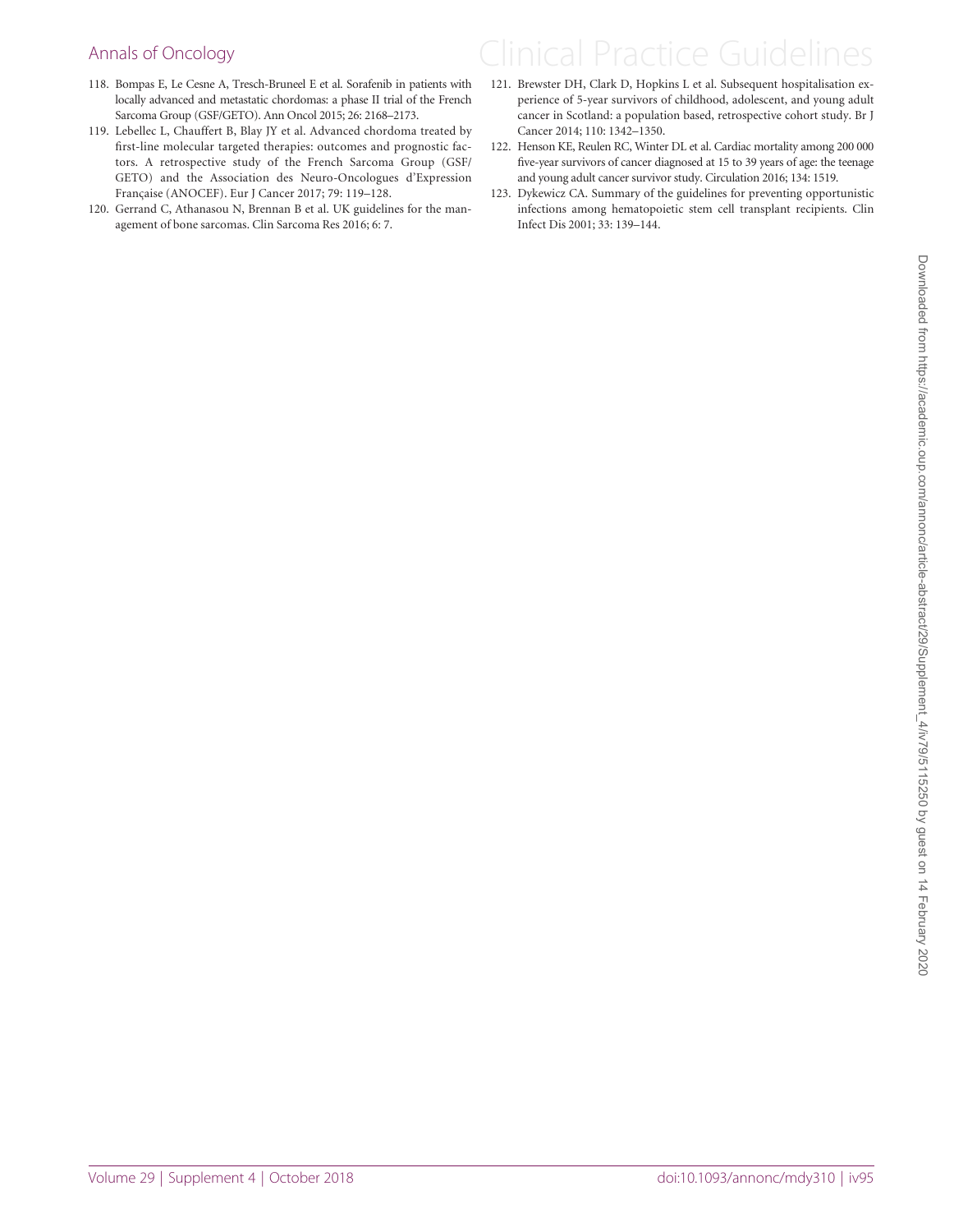118. Bompas E, Le Cesne A, Tresch-Bruneel E et al. Sorafenib in patients with locally advanced and metastatic chordomas: a phase II trial of the French Sarcoma Group (GSF/GETO). Ann Oncol 2015; 26: 2168–2173.
119. Lebellec L, Chauffert B, Blay JY et al. Advanced chordoma treated by first-line molecular targeted therapies: outcomes and prognostic factors. A retrospective study of the French Sarcoma Group (GSF/GETO) and the Association des Neuro-Oncologues d'Expression Française (ANOCEF). Eur J Cancer 2017; 79: 119–128.
120. Gerrand C, Athanasou N, Brennan B et al. UK guidelines for the management of bone sarcomas. Clin Sarcoma Res 2016; 6: 7.
121. Brewster DH, Clark D, Hopkins L et al. Subsequent hospitalisation experience of 5-year survivors of childhood, adolescent, and young adult cancer in Scotland: a population based, retrospective cohort study. Br J Cancer 2014; 110: 1342–1350.
122. Henson KE, Reulen RC, Winter DL et al. Cardiac mortality among 200 000 five-year survivors of cancer diagnosed at 15 to 39 years of age: the teenage and young adult cancer survivor study. Circulation 2016; 134: 1519.
123. Dykewicz CA. Summary of the guidelines for preventing opportunistic infections among hematopoietic stem cell transplant recipients. Clin Infect Dis 2001; 33: 139–144.